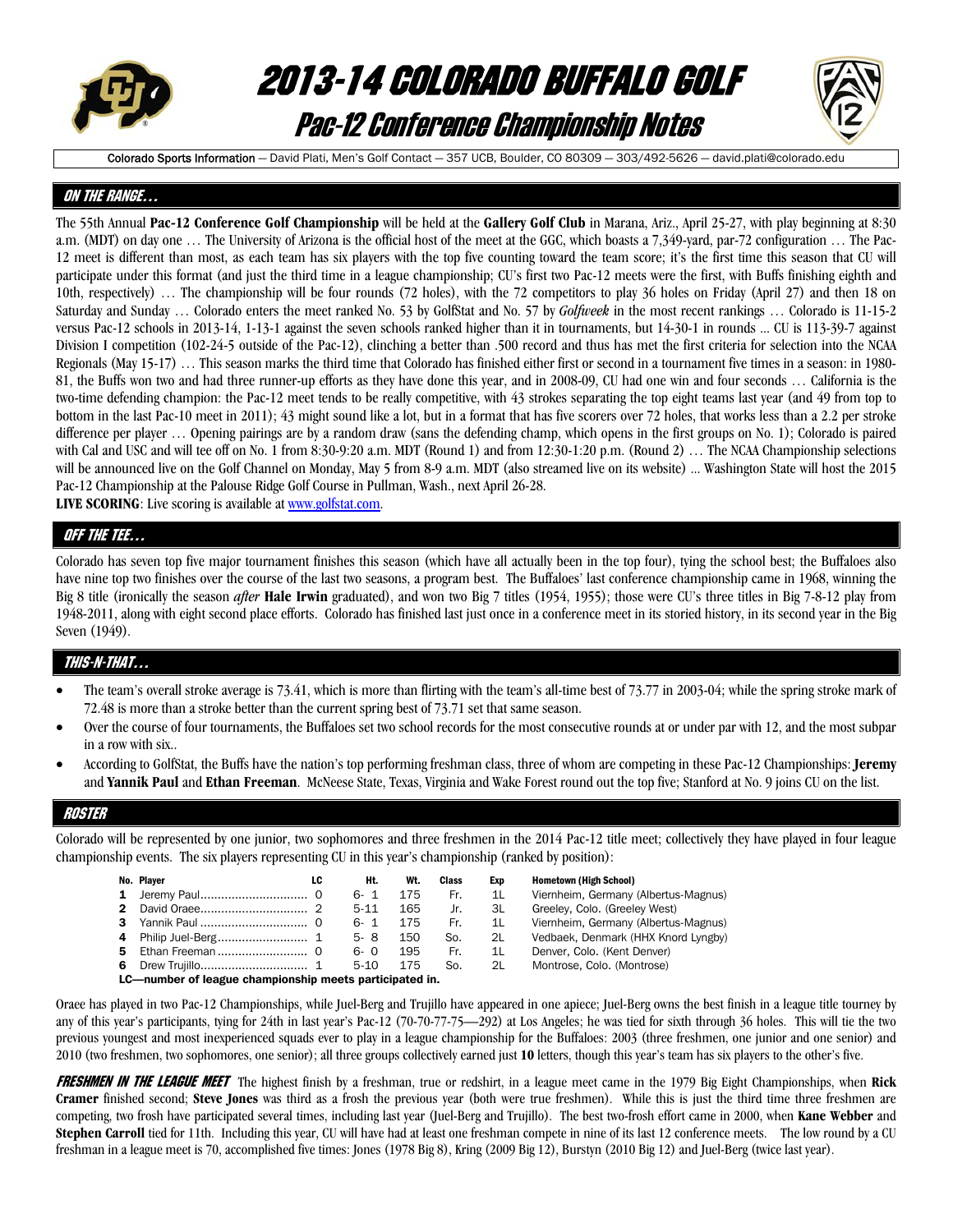# 2013-14 COLORADO BUFFALO GOLF

## Pac-12 Conference Championship Notes

Colorado Sports Information — David Plati, Men's Golf Contact — 357 UCB, Boulder, CO 80309 — 303/492-5626 — david.plati@colorado.edu

### ON THE RANGE…

The 55th Annual **Pac-12 Conference Golf Championship** will be held at the **Gallery Golf Club** in Marana, Ariz., April 25-27, with play beginning at 8:30 a.m. (MDT) on day one … The University of Arizona is the official host of the meet at the GGC, which boasts a 7,349-yard, par-72 configuration … The Pac-12 meet is different than most, as each team has six players with the top five counting toward the team score; it's the first time this season that CU will participate under this format (and just the third time in a league championship; CU's first two Pac-12 meets were the first, with Buffs finishing eighth and 10th, respectively) … The championship will be four rounds (72 holes), with the 72 competitors to play 36 holes on Friday (April 27) and then 18 on Saturday and Sunday … Colorado enters the meet ranked No. 53 by GolfStat and No. 57 by *Golfweek* in the most recent rankings … Colorado is 11-15-2 versus Pac-12 schools in 2013-14, 1-13-1 against the seven schools ranked higher than it in tournaments, but 14-30-1 in rounds … CU is 113-39-7 against Division I competition (102-24-5 outside of the Pac-12), clinching a better than .500 record and thus has met the first criteria for selection into the NCAA Regionals (May 15-17) … This season marks the third time that Colorado has finished either first or second in a tournament five times in a season: in 1980-81, the Buffs won two and had three runner-up efforts as they have done this year, and in 2008-09, CU had one win and four seconds … California is the two-time defending champion: the Pac-12 meet tends to be really competitive, with 43 strokes separating the top eight teams last year (and 49 from top to bottom in the last Pac-10 meet in 2011); 43 might sound like a lot, but in a format that has five scorers over 72 holes, that works less than a 2.2 per stroke difference per player … Opening pairings are by a random draw (sans the defending champ, which opens in the first groups on No. 1); Colorado is paired with Cal and USC and will tee off on No. 1 from 8:30-9:20 a.m. MDT (Round 1) and from 12:30-1:20 p.m. (Round 2) … The NCAA Championship selections will be announced live on the Golf Channel on Monday, May 5 from 8-9 a.m. MDT (also streamed live on its website) ... Washington State will host the 2015 Pac-12 Championship at the Palouse Ridge Golf Course in Pullman, Wash., next April 26-28.

**LIVE SCORING**: Live scoring is available at www.golfstat.com.

### OFF THE TEE…

Colorado has seven top five major tournament finishes this season (which have all actually been in the top four), tying the school best; the Buffaloes also have nine top two finishes over the course of the last two seasons, a program best. The Buffaloes' last conference championship came in 1968, winning the Big 8 title (ironically the season *after* **Hale Irwin** graduated), and won two Big 7 titles (1954, 1955); those were CU's three titles in Big 7-8-12 play from 1948-2011, along with eight second place efforts. Colorado has finished last just once in a conference meet in its storied history, in its second year in the Big Seven (1949).

### THIS-N-THAT…

- The team's overall stroke average is 73.41, which is more than flirting with the team's all-time best of 73.77 in 2003-04; while the spring stroke mark of 72.48 is more than a stroke better than the current spring best of 73.71 set that same season.
- Over the course of four tournaments, the Buffaloes set two school records for the most consecutive rounds at or under par with 12, and the most subpar in a row with six..
- According to GolfStat, the Buffs have the nation's top performing freshman class, three of whom are competing in these Pac-12 Championships: **Jeremy** and **Yannik Paul** and **Ethan Freeman**. McNeese State, Texas, Virginia and Wake Forest round out the top five; Stanford at No. 9 joins CU on the list.

### ROSTER

Colorado will be represented by one junior, two sophomores and three freshmen in the 2014 Pac-12 title meet; collectively they have played in four league championship events. The six players representing CU in this year's championship (ranked by position):

| No. | Player | LC | Ht. | Wt. | Class | Exp | Hometown (High School) |
|---|---|---|---|---|---|---|---|
| 1 | Jeremy Paul | 0 | 6- 1 | 175 | Fr. | 1L | Viernheim, Germany (Albertus-Magnus) |
| 2 | David Oraee | 2 | 5-11 | 165 | Jr. | 3L | Greeley, Colo. (Greeley West) |
| 3 | Yannik Paul | 0 | 6- 1 | 175 | Fr. | 1L | Viernheim, Germany (Albertus-Magnus) |
| 4 | Philip Juel-Berg | 1 | 5- 8 | 150 | So. | 2L | Vedbaek, Denmark (HHX Knord Lyngby) |
| 5 | Ethan Freeman | 0 | 6- 0 | 195 | Fr. | 1L | Denver, Colo. (Kent Denver) |
| 6 | Drew Trujillo | 1 | 5-10 | 175 | So. | 2L | Montrose, Colo. (Montrose) |

**LC—number of league championship meets participated in.**

Oraee has played in two Pac-12 Championships, while Juel-Berg and Trujillo have appeared in one apiece; Juel-Berg owns the best finish in a league title tourney by any of this year's participants, tying for 24th in last year's Pac-12 (70-70-77-75—292) at Los Angeles; he was tied for sixth through 36 holes. This will tie the two previous youngest and most inexperienced squads ever to play in a league championship for the Buffaloes: 2003 (three freshmen, one junior and one senior) and 2010 (two freshmen, two sophomores, one senior); all three groups collectively earned just **10** letters, though this year's team has six players to the other's five.

***FRESHMEN IN THE LEAGUE MEET*** The highest finish by a freshman, true or redshirt, in a league meet came in the 1979 Big Eight Championships, when **Rick Cramer** finished second; **Steve Jones** was third as a frosh the previous year (both were true freshmen). While this is just the third time three freshmen are competing, two frosh have participated several times, including last year (Juel-Berg and Trujillo). The best two-frosh effort came in 2000, when **Kane Webber** and **Stephen Carroll** tied for 11th. Including this year, CU will have had at least one freshman compete in nine of its last 12 conference meets. The low round by a CU freshman in a league meet is 70, accomplished five times: Jones (1978 Big 8), Kring (2009 Big 12), Burstyn (2010 Big 12) and Juel-Berg (twice last year).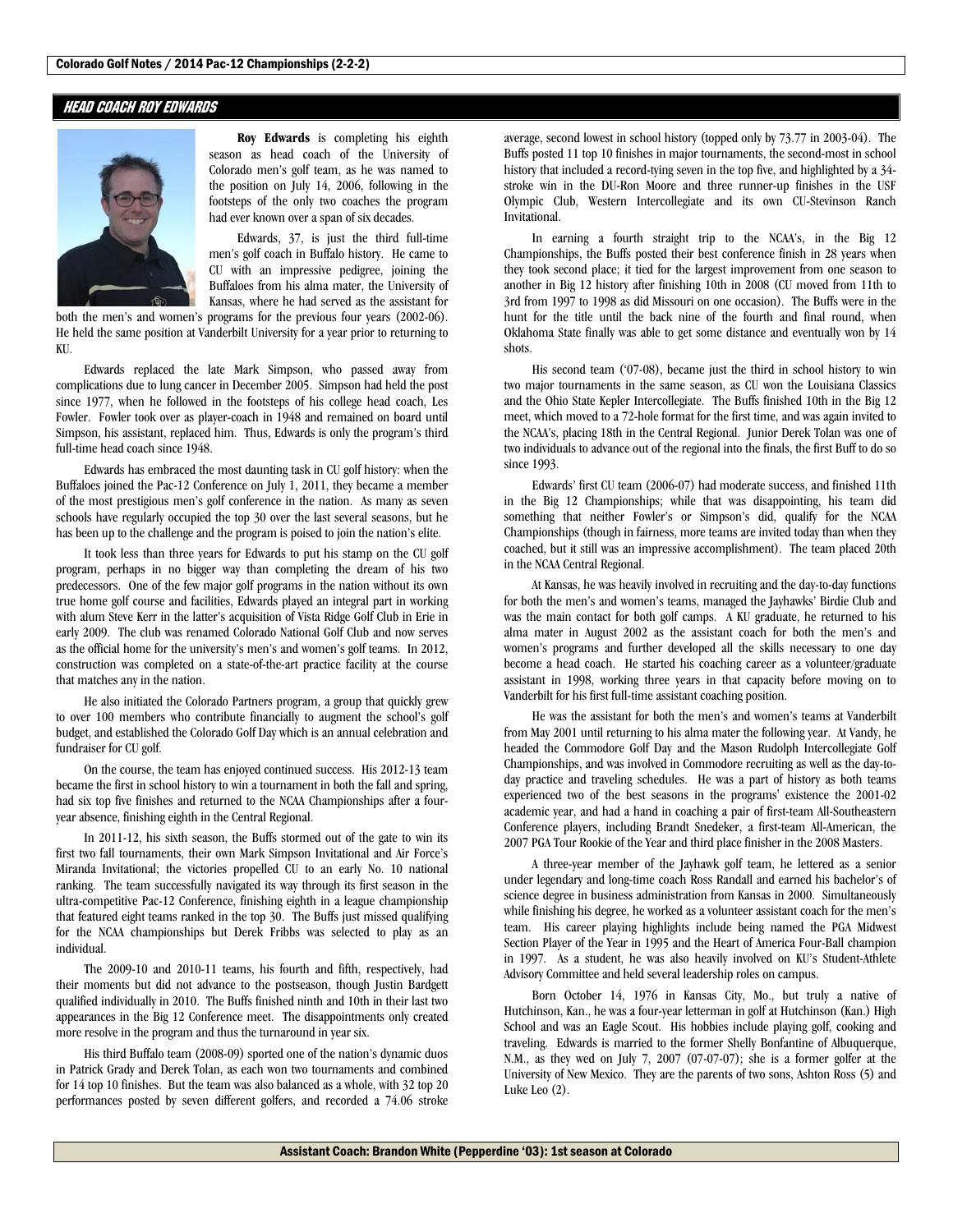## HEAD COACH ROY EDWARDS

**Roy Edwards** is completing his eighth season as head coach of the University of Colorado men's golf team, as he was named to the position on July 14, 2006, following in the footsteps of the only two coaches the program had ever known over a span of six decades.

Edwards, 37, is just the third full-time men's golf coach in Buffalo history. He came to CU with an impressive pedigree, joining the Buffaloes from his alma mater, the University of Kansas, where he had served as the assistant for both the men's and women's programs for the previous four years (2002-06). He held the same position at Vanderbilt University for a year prior to returning to KU.

Edwards replaced the late Mark Simpson, who passed away from complications due to lung cancer in December 2005. Simpson had held the post since 1977, when he followed in the footsteps of his college head coach, Les Fowler. Fowler took over as player-coach in 1948 and remained on board until Simpson, his assistant, replaced him. Thus, Edwards is only the program's third full-time head coach since 1948.

Edwards has embraced the most daunting task in CU golf history: when the Buffaloes joined the Pac-12 Conference on July 1, 2011, they became a member of the most prestigious men's golf conference in the nation. As many as seven schools have regularly occupied the top 30 over the last several seasons, but he has been up to the challenge and the program is poised to join the nation's elite.

It took less than three years for Edwards to put his stamp on the CU golf program, perhaps in no bigger way than completing the dream of his two predecessors. One of the few major golf programs in the nation without its own true home golf course and facilities, Edwards played an integral part in working with alum Steve Kerr in the latter's acquisition of Vista Ridge Golf Club in Erie in early 2009. The club was renamed Colorado National Golf Club and now serves as the official home for the university's men's and women's golf teams. In 2012, construction was completed on a state-of-the-art practice facility at the course that matches any in the nation.

He also initiated the Colorado Partners program, a group that quickly grew to over 100 members who contribute financially to augment the school's golf budget, and established the Colorado Golf Day which is an annual celebration and fundraiser for CU golf.

On the course, the team has enjoyed continued success. His 2012-13 team became the first in school history to win a tournament in both the fall and spring, had six top five finishes and returned to the NCAA Championships after a four-year absence, finishing eighth in the Central Regional.

In 2011-12, his sixth season, the Buffs stormed out of the gate to win its first two fall tournaments, their own Mark Simpson Invitational and Air Force's Miranda Invitational; the victories propelled CU to an early No. 10 national ranking. The team successfully navigated its way through its first season in the ultra-competitive Pac-12 Conference, finishing eighth in a league championship that featured eight teams ranked in the top 30. The Buffs just missed qualifying for the NCAA championships but Derek Fribbs was selected to play as an individual.

The 2009-10 and 2010-11 teams, his fourth and fifth, respectively, had their moments but did not advance to the postseason, though Justin Bardgett qualified individually in 2010. The Buffs finished ninth and 10th in their last two appearances in the Big 12 Conference meet. The disappointments only created more resolve in the program and thus the turnaround in year six.

His third Buffalo team (2008-09) sported one of the nation's dynamic duos in Patrick Grady and Derek Tolan, as each won two tournaments and combined for 14 top 10 finishes. But the team was also balanced as a whole, with 32 top 20 performances posted by seven different golfers, and recorded a 74.06 stroke average, second lowest in school history (topped only by 73.77 in 2003-04). The Buffs posted 11 top 10 finishes in major tournaments, the second-most in school history that included a record-tying seven in the top five, and highlighted by a 34-stroke win in the DU-Ron Moore and three runner-up finishes in the USF Olympic Club, Western Intercollegiate and its own CU-Stevinson Ranch Invitational.

In earning a fourth straight trip to the NCAA's, in the Big 12 Championships, the Buffs posted their best conference finish in 28 years when they took second place; it tied for the largest improvement from one season to another in Big 12 history after finishing 10th in 2008 (CU moved from 11th to 3rd from 1997 to 1998 as did Missouri on one occasion). The Buffs were in the hunt for the title until the back nine of the fourth and final round, when Oklahoma State finally was able to get some distance and eventually won by 14 shots.

His second team ('07-08), became just the third in school history to win two major tournaments in the same season, as CU won the Louisiana Classics and the Ohio State Kepler Intercollegiate. The Buffs finished 10th in the Big 12 meet, which moved to a 72-hole format for the first time, and was again invited to the NCAA's, placing 18th in the Central Regional. Junior Derek Tolan was one of two individuals to advance out of the regional into the finals, the first Buff to do so since 1993.

Edwards' first CU team (2006-07) had moderate success, and finished 11th in the Big 12 Championships; while that was disappointing, his team did something that neither Fowler's or Simpson's did, qualify for the NCAA Championships (though in fairness, more teams are invited today than when they coached, but it still was an impressive accomplishment). The team placed 20th in the NCAA Central Regional.

At Kansas, he was heavily involved in recruiting and the day-to-day functions for both the men's and women's teams, managed the Jayhawks' Birdie Club and was the main contact for both golf camps. A KU graduate, he returned to his alma mater in August 2002 as the assistant coach for both the men's and women's programs and further developed all the skills necessary to one day become a head coach. He started his coaching career as a volunteer/graduate assistant in 1998, working three years in that capacity before moving on to Vanderbilt for his first full-time assistant coaching position.

He was the assistant for both the men's and women's teams at Vanderbilt from May 2001 until returning to his alma mater the following year. At Vandy, he headed the Commodore Golf Day and the Mason Rudolph Intercollegiate Golf Championships, and was involved in Commodore recruiting as well as the day-to-day practice and traveling schedules. He was a part of history as both teams experienced two of the best seasons in the programs' existence the 2001-02 academic year, and had a hand in coaching a pair of first-team All-Southeastern Conference players, including Brandt Snedeker, a first-team All-American, the 2007 PGA Tour Rookie of the Year and third place finisher in the 2008 Masters.

A three-year member of the Jayhawk golf team, he lettered as a senior under legendary and long-time coach Ross Randall and earned his bachelor's of science degree in business administration from Kansas in 2000. Simultaneously while finishing his degree, he worked as a volunteer assistant coach for the men's team. His career playing highlights include being named the PGA Midwest Section Player of the Year in 1995 and the Heart of America Four-Ball champion in 1997. As a student, he was also heavily involved on KU's Student-Athlete Advisory Committee and held several leadership roles on campus.

Born October 14, 1976 in Kansas City, Mo., but truly a native of Hutchinson, Kan., he was a four-year letterman in golf at Hutchinson (Kan.) High School and was an Eagle Scout. His hobbies include playing golf, cooking and traveling. Edwards is married to the former Shelly Bonfantine of Albuquerque, N.M., as they wed on July 7, 2007 (07-07-07); she is a former golfer at the University of New Mexico. They are the parents of two sons, Ashton Ross (5) and Luke Leo (2).

**Assistant Coach: Brandon White (Pepperdine '03): 1st season at Colorado**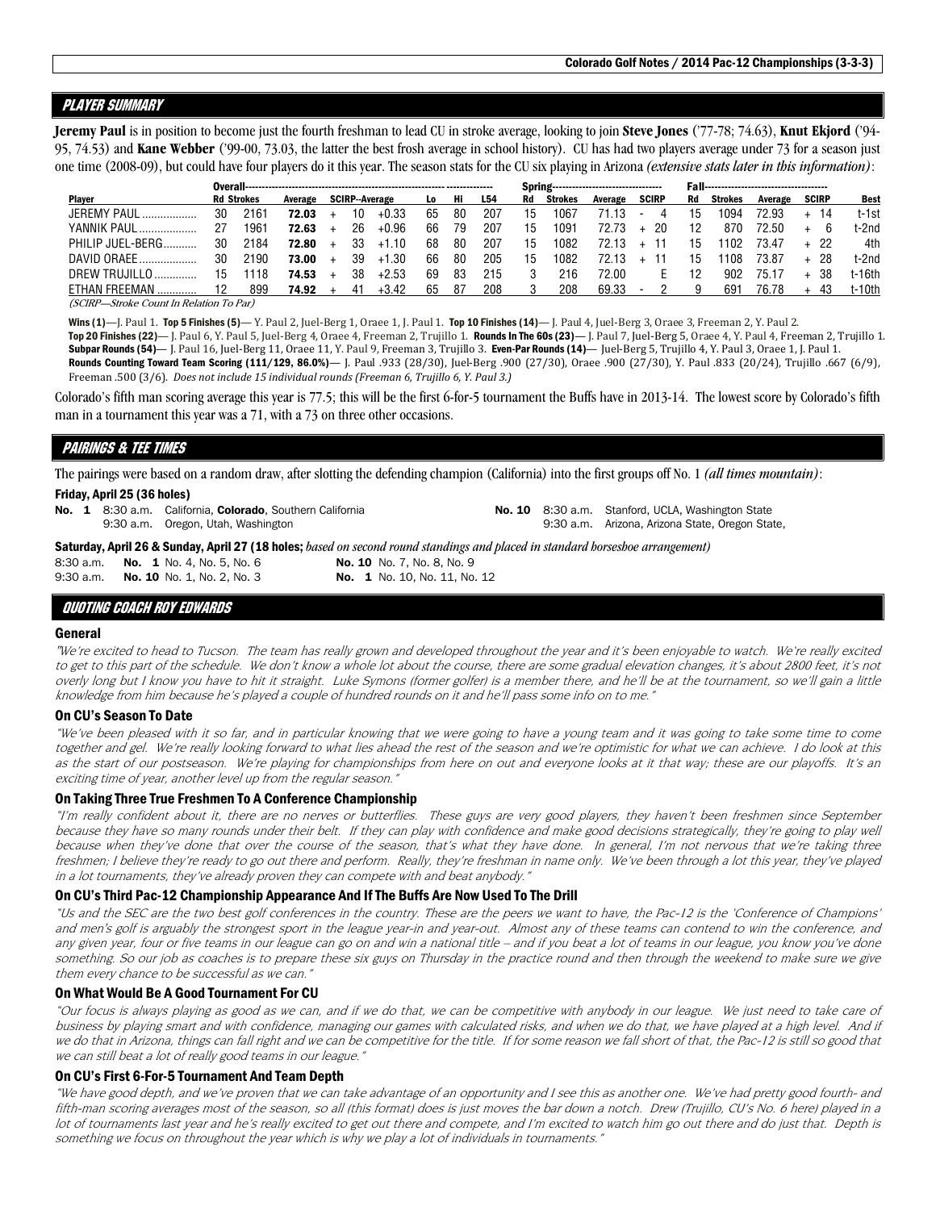## PLAYER SUMMARY

**Jeremy Paul** is in position to become just the fourth freshman to lead CU in stroke average, looking to join **Steve Jones** ('77-78; 74.63), **Knut Ekjord** ('94-95, 74.53) and **Kane Webber** ('99-00, 73.03, the latter the best frosh average in school history). CU has had two players average under 73 for a season just one time (2008-09), but could have four players do it this year. The season stats for the CU six playing in Arizona *(extensive stats later in this information)*:

| | Overall | | | | | | | | Spring | | | | Fall | | | | |
|---|---|---|---|---|---|---|---|---|---|---|---|---|---|---|---|---|---|
| Player | Rd | Strokes | Average | SCIRP--Average | | Lo | Hi | L54 | Rd | Strokes | Average | SCIRP | Rd | Strokes | Average | SCIRP | Best |
| JEREMY PAUL | 30 | 2161 | **72.03** | + 10 | +0.33 | 65 | 80 | 207 | 15 | 1067 | 71.13 | - 4 | 15 | 1094 | 72.93 | + 14 | t-1st |
| YANNIK PAUL | 27 | 1961 | **72.63** | + 26 | +0.96 | 66 | 79 | 207 | 15 | 1091 | 72.73 | + 20 | 12 | 870 | 72.50 | + 6 | t-2nd |
| PHILIP JUEL-BERG | 30 | 2184 | **72.80** | + 33 | +1.10 | 68 | 80 | 207 | 15 | 1082 | 72.13 | + 11 | 15 | 1102 | 73.47 | + 22 | 4th |
| DAVID ORAEE | 30 | 2190 | **73.00** | + 39 | +1.30 | 66 | 80 | 205 | 15 | 1082 | 72.13 | + 11 | 15 | 1108 | 73.87 | + 28 | t-2nd |
| DREW TRUJILLO | 15 | 1118 | **74.53** | + 38 | +2.53 | 69 | 83 | 215 | 3 | 216 | 72.00 | E | 12 | 902 | 75.17 | + 38 | t-16th |
| ETHAN FREEMAN | 12 | 899 | **74.92** | + 41 | +3.42 | 65 | 87 | 208 | 3 | 208 | 69.33 | - 2 | 9 | 691 | 76.78 | + 43 | t-10th |

*(SCIRP—Stroke Count In Relation To Par)*

**Wins (1)**—J. Paul 1. **Top 5 Finishes (5)**— Y. Paul 2, Juel-Berg 1, Oraee 1, J. Paul 1. **Top 10 Finishes (14)**— J. Paul 4, Juel-Berg 3, Oraee 3, Freeman 2, Y. Paul 2.
**Top 20 Finishes (22)**— J. Paul 6, Y. Paul 5, Juel-Berg 4, Oraee 4, Freeman 2, Trujillo 1. **Rounds In The 60s (23)**— J. Paul 7, Juel-Berg 5, Oraee 4, Y. Paul 4, Freeman 2, Trujillo 1.
**Subpar Rounds (54)**— J. Paul 16, Juel-Berg 11, Oraee 11, Y. Paul 9, Freeman 3, Trujillo 3. **Even-Par Rounds (14)**— Juel-Berg 5, Trujillo 4, Y. Paul 3, Oraee 1, J. Paul 1.
**Rounds Counting Toward Team Scoring (111/129, 86.0%)**— J. Paul .933 (28/30), Juel-Berg .900 (27/30), Oraee .900 (27/30), Y. Paul .833 (20/24), Trujillo .667 (6/9), Freeman .500 (3/6). *Does not include 15 individual rounds (Freeman 6, Trujillo 6, Y. Paul 3.)*

Colorado's fifth man scoring average this year is 77.5; this will be the first 6-for-5 tournament the Buffs have in 2013-14. The lowest score by Colorado's fifth man in a tournament this year was a 71, with a 73 on three other occasions.

## PAIRINGS & TEE TIMES

The pairings were based on a random draw, after slotting the defending champion (California) into the first groups off No. 1 *(all times mountain)*:

**Friday, April 25 (36 holes)**

**No. 1** 8:30 a.m. California, **Colorado**, Southern California
9:30 a.m. Oregon, Utah, Washington

**No. 10** 8:30 a.m. Stanford, UCLA, Washington State
9:30 a.m. Arizona, Arizona State, Oregon State,

**Saturday, April 26 & Sunday, April 27 (18 holes;** *based on second round standings and placed in standard horseshoe arrangement)*

8:30 a.m. **No. 1** No. 4, No. 5, No. 6 — **No. 10** No. 7, No. 8, No. 9
9:30 a.m. **No. 10** No. 1, No. 2, No. 3 — **No. 1** No. 10, No. 11, No. 12

## QUOTING COACH ROY EDWARDS

### General

*"We're excited to head to Tucson. The team has really grown and developed throughout the year and it's been enjoyable to watch. We're really excited to get to this part of the schedule. We don't know a whole lot about the course, there are some gradual elevation changes, it's about 2800 feet, it's not overly long but I know you have to hit it straight. Luke Symons (former golfer) is a member there, and he'll be at the tournament, so we'll gain a little knowledge from him because he's played a couple of hundred rounds on it and he'll pass some info on to me."*

### On CU's Season To Date

*"We've been pleased with it so far, and in particular knowing that we were going to have a young team and it was going to take some time to come together and gel. We're really looking forward to what lies ahead the rest of the season and we're optimistic for what we can achieve. I do look at this as the start of our postseason. We're playing for championships from here on out and everyone looks at it that way; these are our playoffs. It's an exciting time of year, another level up from the regular season."*

### On Taking Three True Freshmen To A Conference Championship

*"I'm really confident about it, there are no nerves or butterflies. These guys are very good players, they haven't been freshmen since September because they have so many rounds under their belt. If they can play with confidence and make good decisions strategically, they're going to play well because when they've done that over the course of the season, that's what they have done. In general, I'm not nervous that we're taking three freshmen; I believe they're ready to go out there and perform. Really, they're freshman in name only. We've been through a lot this year, they've played in a lot tournaments, they've already proven they can compete with and beat anybody."*

### On CU's Third Pac-12 Championship Appearance And If The Buffs Are Now Used To The Drill

*"Us and the SEC are the two best golf conferences in the country. These are the peers we want to have, the Pac-12 is the 'Conference of Champions' and men's golf is arguably the strongest sport in the league year-in and year-out. Almost any of these teams can contend to win the conference, and any given year, four or five teams in our league can go on and win a national title – and if you beat a lot of teams in our league, you know you've done something. So our job as coaches is to prepare these six guys on Thursday in the practice round and then through the weekend to make sure we give them every chance to be successful as we can."*

### On What Would Be A Good Tournament For CU

*"Our focus is always playing as good as we can, and if we do that, we can be competitive with anybody in our league. We just need to take care of business by playing smart and with confidence, managing our games with calculated risks, and when we do that, we have played at a high level. And if we do that in Arizona, things can fall right and we can be competitive for the title. If for some reason we fall short of that, the Pac-12 is still so good that we can still beat a lot of really good teams in our league."*

### On CU's First 6-For-5 Tournament And Team Depth

*"We have good depth, and we've proven that we can take advantage of an opportunity and I see this as another one. We've had pretty good fourth- and fifth-man scoring averages most of the season, so all (this format) does is just moves the bar down a notch. Drew (Trujillo, CU's No. 6 here) played in a lot of tournaments last year and he's really excited to get out there and compete, and I'm excited to watch him go out there and do just that. Depth is something we focus on throughout the year which is why we play a lot of individuals in tournaments."*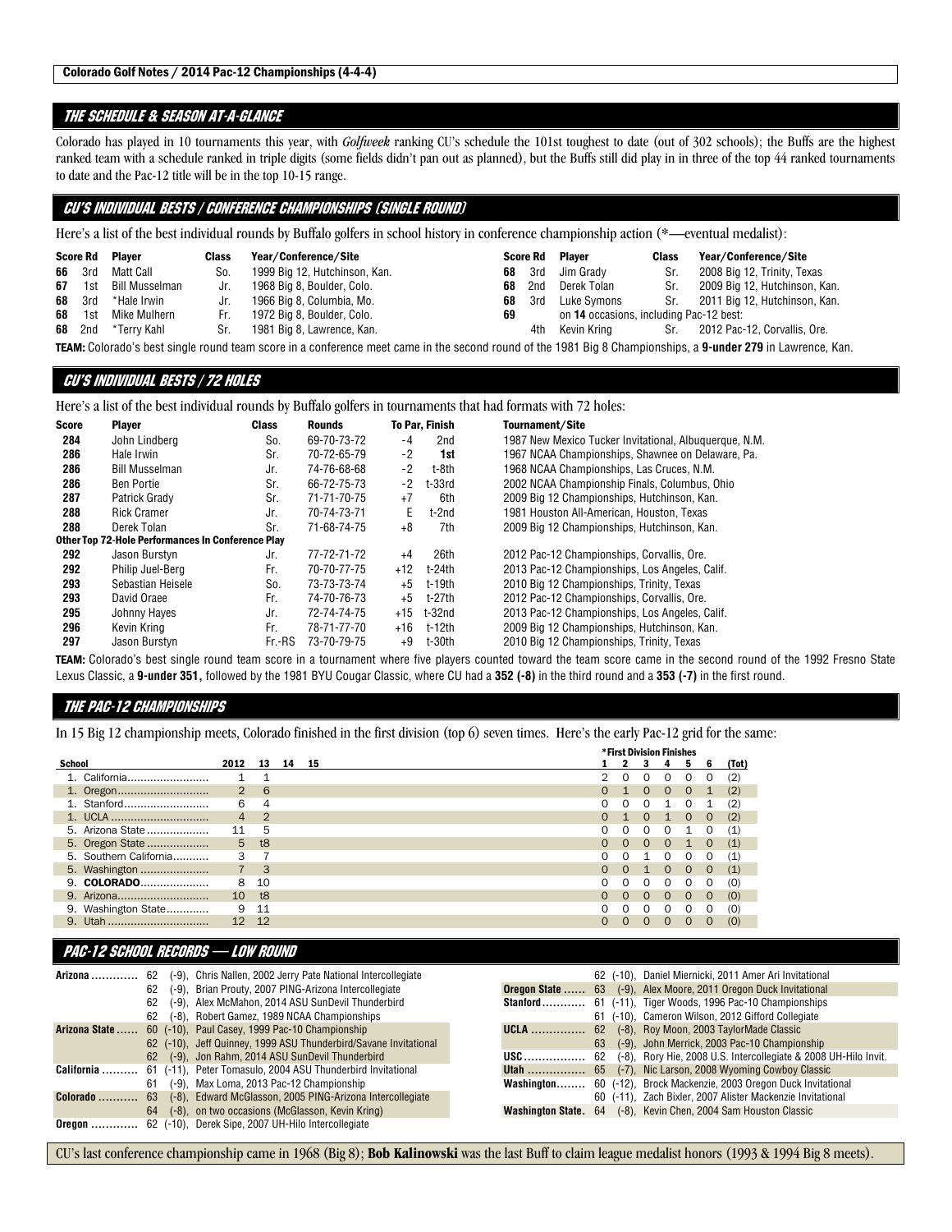**Colorado Golf Notes / 2014 Pac-12 Championships (4-4-4)**

## THE SCHEDULE & SEASON AT-A-GLANCE

Colorado has played in 10 tournaments this year, with *Golfweek* ranking CU's schedule the 101st toughest to date (out of 302 schools); the Buffs are the highest ranked team with a schedule ranked in triple digits (some fields didn't pan out as planned), but the Buffs still did play in in three of the top 44 ranked tournaments to date and the Pac-12 title will be in the top 10-15 range.

## CU'S INDIVIDUAL BESTS / CONFERENCE CHAMPIONSHIPS (SINGLE ROUND)

Here's a list of the best individual rounds by Buffalo golfers in school history in conference championship action (*—eventual medalist):

| Score | Rd | Player | Class | Year/Conference/Site |
|---|---|---|---|---|
| 66 | 3rd | Matt Call | So. | 1999 Big 12, Hutchinson, Kan. |
| 67 | 1st | Bill Musselman | Jr. | 1968 Big 8, Boulder, Colo. |
| 68 | 3rd | *Hale Irwin | Jr. | 1966 Big 8, Columbia, Mo. |
| 68 | 1st | Mike Mulhern | Fr. | 1972 Big 8, Boulder, Colo. |
| 68 | 2nd | *Terry Kahl | Sr. | 1981 Big 8, Lawrence, Kan. |
| 68 | 3rd | Jim Grady | Sr. | 2008 Big 12, Trinity, Texas |
| 68 | 2nd | Derek Tolan | Sr. | 2009 Big 12, Hutchinson, Kan. |
| 68 | 3rd | Luke Symons | Sr. | 2011 Big 12, Hutchinson, Kan. |
| 69 | | on **14** occasions, including Pac-12 best: | | |
| | 4th | Kevin Kring | Sr. | 2012 Pac-12, Corvallis, Ore. |

**TEAM:** Colorado's best single round team score in a conference meet came in the second round of the 1981 Big 8 Championships, a **9-under 279** in Lawrence, Kan.

## CU'S INDIVIDUAL BESTS / 72 HOLES

Here's a list of the best individual rounds by Buffalo golfers in tournaments that had formats with 72 holes:

| Score | Player | Class | Rounds | To Par | Finish | Tournament/Site |
|---|---|---|---|---|---|---|
| 284 | John Lindberg | So. | 69-70-73-72 | -4 | 2nd | 1987 New Mexico Tucker Invitational, Albuquerque, N.M. |
| 286 | Hale Irwin | Sr. | 70-72-65-79 | -2 | **1st** | 1967 NCAA Championships, Shawnee on Delaware, Pa. |
| 286 | Bill Musselman | Jr. | 74-76-68-68 | -2 | t-8th | 1968 NCAA Championships, Las Cruces, N.M. |
| 286 | Ben Portie | Sr. | 66-72-75-73 | -2 | t-33rd | 2002 NCAA Championship Finals, Columbus, Ohio |
| 287 | Patrick Grady | Sr. | 71-71-70-75 | +7 | 6th | 2009 Big 12 Championships, Hutchinson, Kan. |
| 288 | Rick Cramer | Jr. | 70-74-73-71 | E | t-2nd | 1981 Houston All-American, Houston, Texas |
| 288 | Derek Tolan | Sr. | 71-68-74-75 | +8 | 7th | 2009 Big 12 Championships, Hutchinson, Kan. |
| **Other Top 72-Hole Performances In Conference Play** | | | | | | |
| 292 | Jason Burstyn | Jr. | 77-72-71-72 | +4 | 26th | 2012 Pac-12 Championships, Corvallis, Ore. |
| 292 | Philip Juel-Berg | Fr. | 70-70-77-75 | +12 | t-24th | 2013 Pac-12 Championships, Los Angeles, Calif. |
| 293 | Sebastian Heisele | So. | 73-73-73-74 | +5 | t-19th | 2010 Big 12 Championships, Trinity, Texas |
| 293 | David Oraee | Fr. | 74-70-76-73 | +5 | t-27th | 2012 Pac-12 Championships, Corvallis, Ore. |
| 295 | Johnny Hayes | Jr. | 72-74-74-75 | +15 | t-32nd | 2013 Pac-12 Championships, Los Angeles, Calif. |
| 296 | Kevin Kring | Fr. | 78-71-77-70 | +16 | t-12th | 2009 Big 12 Championships, Hutchinson, Kan. |
| 297 | Jason Burstyn | Fr.-RS | 73-70-79-75 | +9 | t-30th | 2010 Big 12 Championships, Trinity, Texas |

**TEAM:** Colorado's best single round team score in a tournament where five players counted toward the team score came in the second round of the 1992 Fresno State Lexus Classic, a **9-under 351,** followed by the 1981 BYU Cougar Classic, where CU had a **352 (-8)** in the third round and a **353 (-7)** in the first round.

## THE PAC-12 CHAMPIONSHIPS

In 15 Big 12 championship meets, Colorado finished in the first division (top 6) seven times. Here's the early Pac-12 grid for the same:

| School | 2012 | 13 | 14 | 15 | *First Division Finishes 1 | 2 | 3 | 4 | 5 | 6 | (Tot) |
|---|---|---|---|---|---|---|---|---|---|---|---|
| 1. California | 1 | 1 | | | 2 | 0 | 0 | 0 | 0 | 0 | (2) |
| 1. Oregon | 2 | 6 | | | 0 | 1 | 0 | 0 | 0 | 1 | (2) |
| 1. Stanford | 6 | 4 | | | 0 | 0 | 0 | 1 | 0 | 1 | (2) |
| 1. UCLA | 4 | 2 | | | 0 | 1 | 0 | 1 | 0 | 0 | (2) |
| 5. Arizona State | 11 | 5 | | | 0 | 0 | 0 | 0 | 1 | 0 | (1) |
| 5. Oregon State | 5 | t8 | | | 0 | 0 | 0 | 0 | 1 | 0 | (1) |
| 5. Southern California | 3 | 7 | | | 0 | 0 | 1 | 0 | 0 | 0 | (1) |
| 5. Washington | 7 | 3 | | | 0 | 0 | 1 | 0 | 0 | 0 | (1) |
| 9. **COLORADO** | 8 | 10 | | | 0 | 0 | 0 | 0 | 0 | 0 | (0) |
| 9. Arizona | 10 | t8 | | | 0 | 0 | 0 | 0 | 0 | 0 | (0) |
| 9. Washington State | 9 | 11 | | | 0 | 0 | 0 | 0 | 0 | 0 | (0) |
| 9. Utah | 12 | 12 | | | 0 | 0 | 0 | 0 | 0 | 0 | (0) |

## PAC-12 SCHOOL RECORDS — LOW ROUND

| School | Score | To Par | Player, Event |
|---|---|---|---|
| **Arizona** | 62 | (-9) | Chris Nallen, 2002 Jerry Pate National Intercollegiate |
| | 62 | (-9) | Brian Prouty, 2007 PING-Arizona Intercollegiate |
| | 62 | (-9) | Alex McMahon, 2014 ASU SunDevil Thunderbird |
| | 62 | (-8) | Robert Gamez, 1989 NCAA Championships |
| **Arizona State** | 60 | (-10) | Paul Casey, 1999 Pac-10 Championship |
| | 62 | (-10) | Jeff Quinney, 1999 ASU Thunderbird/Savane Invitational |
| | 62 | (-9) | Jon Rahm, 2014 ASU SunDevil Thunderbird |
| **California** | 61 | (-11) | Peter Tomasulo, 2004 ASU Thunderbird Invitational |
| | 61 | (-9) | Max Loma, 2013 Pac-12 Championship |
| **Colorado** | 63 | (-8) | Edward McGlasson, 2005 PING-Arizona Intercollegiate |
| | 64 | (-8) | on two occasions (McGlasson, Kevin Kring) |
| **Oregon** | 62 | (-10) | Derek Sipe, 2007 UH-Hilo Intercollegiate |
| | 62 | (-10) | Daniel Miernicki, 2011 Amer Ari Invitational |
| **Oregon State** | 63 | (-9) | Alex Moore, 2011 Oregon Duck Invitational |
| **Stanford** | 61 | (-11) | Tiger Woods, 1996 Pac-10 Championships |
| | 61 | (-10) | Cameron Wilson, 2012 Gifford Collegiate |
| **UCLA** | 62 | (-8) | Roy Moon, 2003 TaylorMade Classic |
| | 63 | (-9) | John Merrick, 2003 Pac-10 Championship |
| **USC** | 62 | (-8) | Rory Hie, 2008 U.S. Intercollegiate & 2008 UH-Hilo Invit. |
| **Utah** | 65 | (-7) | Nic Larson, 2008 Wyoming Cowboy Classic |
| **Washington** | 60 | (-12) | Brock Mackenzie, 2003 Oregon Duck Invitational |
| | 60 | (-11) | Zach Bixler, 2007 Alister Mackenzie Invitational |
| **Washington State** | 64 | (-8) | Kevin Chen, 2004 Sam Houston Classic |

CU's last conference championship came in 1968 (Big 8); **Bob Kalinowski** was the last Buff to claim league medalist honors (1993 & 1994 Big 8 meets).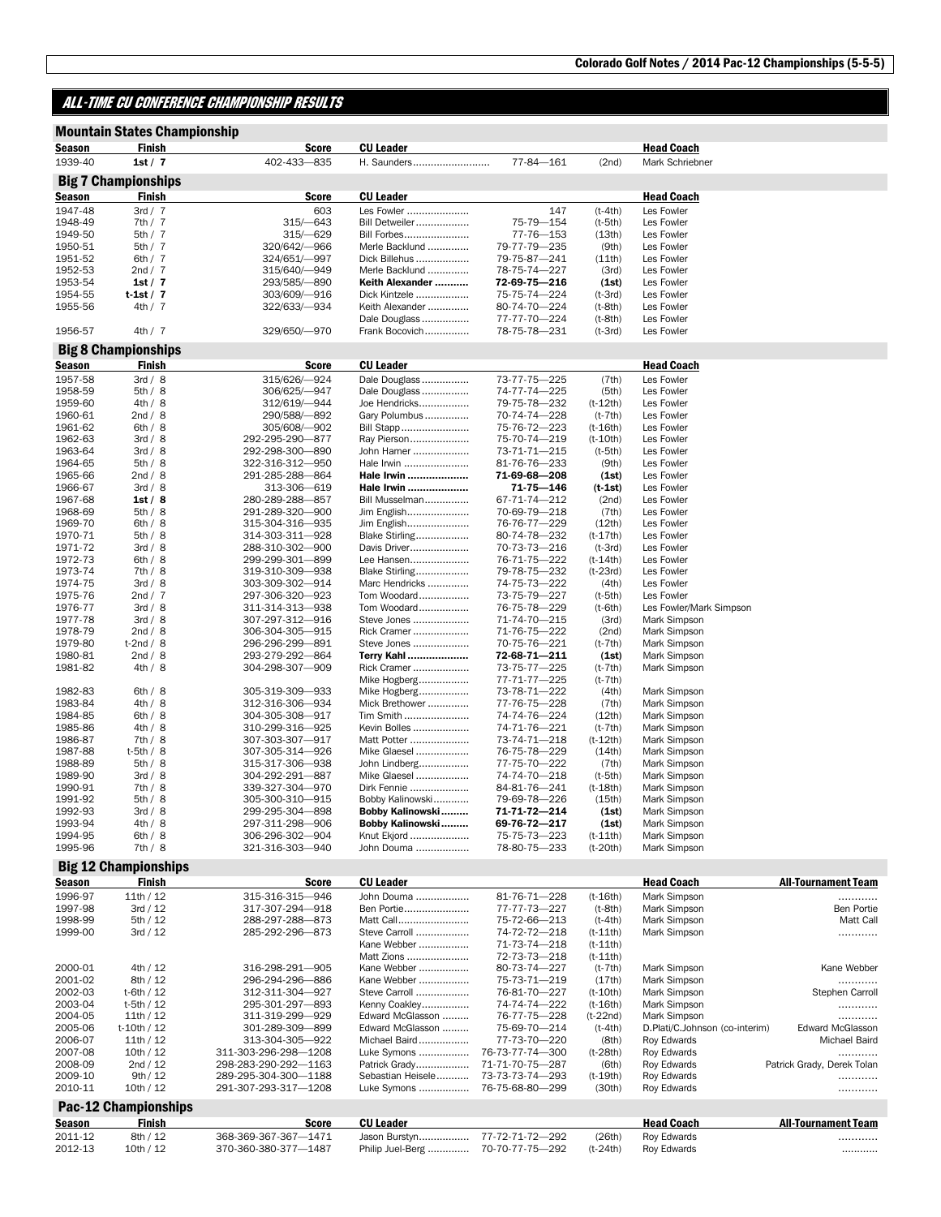## ALL-TIME CU CONFERENCE CHAMPIONSHIP RESULTS

### Mountain States Championship

| Season | Finish | Score | CU Leader | | | Head Coach |
|---|---|---|---|---|---|---|
| 1939-40 | **1st / 7** | 402-433—835 | H. Saunders | 77-84—161 | (2nd) | Mark Schriebner |

### Big 7 Championships

| Season | Finish | Score | CU Leader | | | Head Coach |
|---|---|---|---|---|---|---|
| 1947-48 | 3rd / 7 | 603 | Les Fowler | 147 | (t-4th) | Les Fowler |
| 1948-49 | 7th / 7 | 315/—643 | Bill Detweiler | 75-79—154 | (t-5th) | Les Fowler |
| 1949-50 | 5th / 7 | 315/—629 | Bill Forbes | 77-76—153 | (13th) | Les Fowler |
| 1950-51 | 5th / 7 | 320/642/—966 | Merle Backlund | 79-77-79—235 | (9th) | Les Fowler |
| 1951-52 | 6th / 7 | 324/651/—997 | Dick Billehus | 79-75-87—241 | (11th) | Les Fowler |
| 1952-53 | 2nd / 7 | 315/640/—949 | Merle Backlund | 78-75-74—227 | (3rd) | Les Fowler |
| 1953-54 | **1st / 7** | 293/585/—890 | **Keith Alexander** | **72-69-75—216** | **(1st)** | Les Fowler |
| 1954-55 | **t-1st / 7** | 303/609/—916 | Dick Kintzele | 75-75-74—224 | (t-3rd) | Les Fowler |
| 1955-56 | 4th / 7 | 322/633/—934 | Keith Alexander | 80-74-70—224 | (t-8th) | Les Fowler |
| | | | Dale Douglass | 77-77-70—224 | (t-8th) | |
| 1956-57 | 4th / 7 | 329/650/—970 | Frank Bocovich | 78-75-78—231 | (t-3rd) | Les Fowler |

### Big 8 Championships

| Season | Finish | Score | CU Leader | | | Head Coach |
|---|---|---|---|---|---|---|
| 1957-58 | 3rd / 8 | 315/626/—924 | Dale Douglass | 73-77-75—225 | (7th) | Les Fowler |
| 1958-59 | 5th / 8 | 306/625/—947 | Dale Douglass | 74-77-74—225 | (5th) | Les Fowler |
| 1959-60 | 4th / 8 | 312/619/—944 | Joe Hendricks | 79-75-78—232 | (t-12th) | Les Fowler |
| 1960-61 | 2nd / 8 | 290/588/—892 | Gary Polumbus | 70-74-74—228 | (t-7th) | Les Fowler |
| 1961-62 | 6th / 8 | 305/608/—902 | Bill Stapp | 75-76-72—223 | (t-16th) | Les Fowler |
| 1962-63 | 3rd / 8 | 292-295-290—877 | Ray Pierson | 75-70-74—219 | (t-10th) | Les Fowler |
| 1963-64 | 3rd / 8 | 292-298-300—890 | John Hamer | 73-71-71—215 | (t-5th) | Les Fowler |
| 1964-65 | 5th / 8 | 322-316-312—950 | Hale Irwin | 81-76-76—233 | (9th) | Les Fowler |
| 1965-66 | 2nd / 8 | 291-285-288—864 | **Hale Irwin** | **71-69-68—208** | **(1st)** | Les Fowler |
| 1966-67 | 3rd / 8 | 313-306—619 | **Hale Irwin** | **71-75—146** | **(t-1st)** | Les Fowler |
| 1967-68 | **1st / 8** | 280-289-288—857 | Bill Musselman | 67-71-74—212 | (2nd) | Les Fowler |
| 1968-69 | 5th / 8 | 291-289-320—900 | Jim English | 70-69-79—218 | (7th) | Les Fowler |
| 1969-70 | 6th / 8 | 315-304-316—935 | Jim English | 76-76-77—229 | (12th) | Les Fowler |
| 1970-71 | 5th / 8 | 314-303-311—928 | Blake Stirling | 80-74-78—232 | (t-17th) | Les Fowler |
| 1971-72 | 3rd / 8 | 288-310-302—900 | Davis Driver | 70-73-73—216 | (t-3rd) | Les Fowler |
| 1972-73 | 6th / 8 | 299-299-301—899 | Lee Hansen | 76-71-75—222 | (t-14th) | Les Fowler |
| 1973-74 | 7th / 8 | 319-310-309—938 | Blake Stirling | 79-78-75—232 | (t-23rd) | Les Fowler |
| 1974-75 | 3rd / 8 | 303-309-302—914 | Marc Hendricks | 74-75-73—222 | (4th) | Les Fowler |
| 1975-76 | 2nd / 7 | 297-306-320—923 | Tom Woodard | 73-75-79—227 | (t-5th) | Les Fowler |
| 1976-77 | 3rd / 8 | 311-314-313—938 | Tom Woodard | 76-75-78—229 | (t-6th) | Les Fowler/Mark Simpson |
| 1977-78 | 3rd / 8 | 307-297-312—916 | Steve Jones | 71-74-70—215 | (3rd) | Mark Simpson |
| 1978-79 | 2nd / 8 | 306-304-305—915 | Rick Cramer | 71-76-75—222 | (2nd) | Mark Simpson |
| 1979-80 | t-2nd / 8 | 296-296-299—891 | Steve Jones | 70-75-76—221 | (t-7th) | Mark Simpson |
| 1980-81 | 2nd / 8 | 293-279-292—864 | **Terry Kahl** | **72-68-71—211** | **(1st)** | Mark Simpson |
| 1981-82 | 4th / 8 | 304-298-307—909 | Rick Cramer | 73-75-77—225 | (t-7th) | Mark Simpson |
| | | | Mike Hogberg | 77-71-77—225 | (t-7th) | |
| 1982-83 | 6th / 8 | 305-319-309—933 | Mike Hogberg | 73-78-71—222 | (4th) | Mark Simpson |
| 1983-84 | 4th / 8 | 312-316-306—934 | Mick Brethower | 77-76-75—228 | (7th) | Mark Simpson |
| 1984-85 | 6th / 8 | 304-305-308—917 | Tim Smith | 74-74-76—224 | (12th) | Mark Simpson |
| 1985-86 | 4th / 8 | 310-299-316—925 | Kevin Bolles | 74-71-76—221 | (t-7th) | Mark Simpson |
| 1986-87 | 7th / 8 | 307-303-307—917 | Matt Potter | 73-74-71—218 | (t-12th) | Mark Simpson |
| 1987-88 | t-5th / 8 | 307-305-314—926 | Mike Glaesel | 76-75-78—229 | (14th) | Mark Simpson |
| 1988-89 | 5th / 8 | 315-317-306—938 | John Lindberg | 77-75-70—222 | (7th) | Mark Simpson |
| 1989-90 | 3rd / 8 | 304-292-291—887 | Mike Glaesel | 74-74-70—218 | (t-5th) | Mark Simpson |
| 1990-91 | 7th / 8 | 339-327-304—970 | Dirk Fennie | 84-81-76—241 | (t-18th) | Mark Simpson |
| 1991-92 | 5th / 8 | 305-300-310—915 | Bobby Kalinowski | 79-69-78—226 | (15th) | Mark Simpson |
| 1992-93 | 3rd / 8 | 299-295-304—898 | **Bobby Kalinowski** | **71-71-72—214** | **(1st)** | Mark Simpson |
| 1993-94 | 4th / 8 | 297-311-298—906 | **Bobby Kalinowski** | **69-76-72—217** | **(1st)** | Mark Simpson |
| 1994-95 | 6th / 8 | 306-296-302—904 | Knut Ekjord | 75-75-73—223 | (t-11th) | Mark Simpson |
| 1995-96 | 7th / 8 | 321-316-303—940 | John Douma | 78-80-75—233 | (t-20th) | Mark Simpson |

### Big 12 Championships

| Season | Finish | Score | CU Leader | | | Head Coach | All-Tournament Team |
|---|---|---|---|---|---|---|---|
| 1996-97 | 11th / 12 | 315-316-315—946 | John Douma | 81-76-71—228 | (t-16th) | Mark Simpson | ………… |
| 1997-98 | 3rd / 12 | 317-307-294—918 | Ben Portie | 77-77-73—227 | (t-8th) | Mark Simpson | Ben Portie |
| 1998-99 | 5th / 12 | 288-297-288—873 | Matt Call | 75-72-66—213 | (t-4th) | Mark Simpson | Matt Call |
| 1999-00 | 3rd / 12 | 285-292-296—873 | Steve Carroll | 74-72-72—218 | (t-11th) | Mark Simpson | ………… |
| | | | Kane Webber | 71-73-74—218 | (t-11th) | | |
| | | | Matt Zions | 72-73-73—218 | (t-11th) | | |
| 2000-01 | 4th / 12 | 316-298-291—905 | Kane Webber | 80-73-74—227 | (t-7th) | Mark Simpson | Kane Webber |
| 2001-02 | 8th / 12 | 296-294-296—886 | Kane Webber | 75-73-71—219 | (17th) | Mark Simpson | ………… |
| 2002-03 | t-6th / 12 | 312-311-304—927 | Steve Carroll | 76-81-70—227 | (t-10th) | Mark Simpson | Stephen Carroll |
| 2003-04 | t-5th / 12 | 295-301-297—893 | Kenny Coakley | 74-74-74—222 | (t-16th) | Mark Simpson | ………… |
| 2004-05 | 11th / 12 | 311-319-299—929 | Edward McGlasson | 76-77-75—228 | (t-22nd) | Mark Simpson | ………… |
| 2005-06 | t-10th / 12 | 301-289-309—899 | Edward McGlasson | 75-69-70—214 | (t-4th) | D.Plati/C.Johnson (co-interim) | Edward McGlasson |
| 2006-07 | 11th / 12 | 313-304-305—922 | Michael Baird | 77-73-70—220 | (8th) | Roy Edwards | Michael Baird |
| 2007-08 | 10th / 12 | 311-303-296-298—1208 | Luke Symons | 76-73-77-74—300 | (t-28th) | Roy Edwards | ………… |
| 2008-09 | 2nd / 12 | 298-283-290-292—1163 | Patrick Grady | 71-71-70-75—287 | (6th) | Roy Edwards | Patrick Grady, Derek Tolan |
| 2009-10 | 9th / 12 | 289-295-304-300—1188 | Sebastian Heisele | 73-73-73-74—293 | (t-19th) | Roy Edwards | ………… |
| 2010-11 | 10th / 12 | 291-307-293-317—1208 | Luke Symons | 76-75-68-80—299 | (30th) | Roy Edwards | ………… |

### Pac-12 Championships

| Season | Finish | Score | CU Leader | | | Head Coach | All-Tournament Team |
|---|---|---|---|---|---|---|---|
| 2011-12 | 8th / 12 | 368-369-367-367—1471 | Jason Burstyn | 77-72-71-72—292 | (26th) | Roy Edwards | ………… |
| 2012-13 | 10th / 12 | 370-360-380-377—1487 | Philip Juel-Berg | 70-70-77-75—292 | (t-24th) | Roy Edwards | ………… |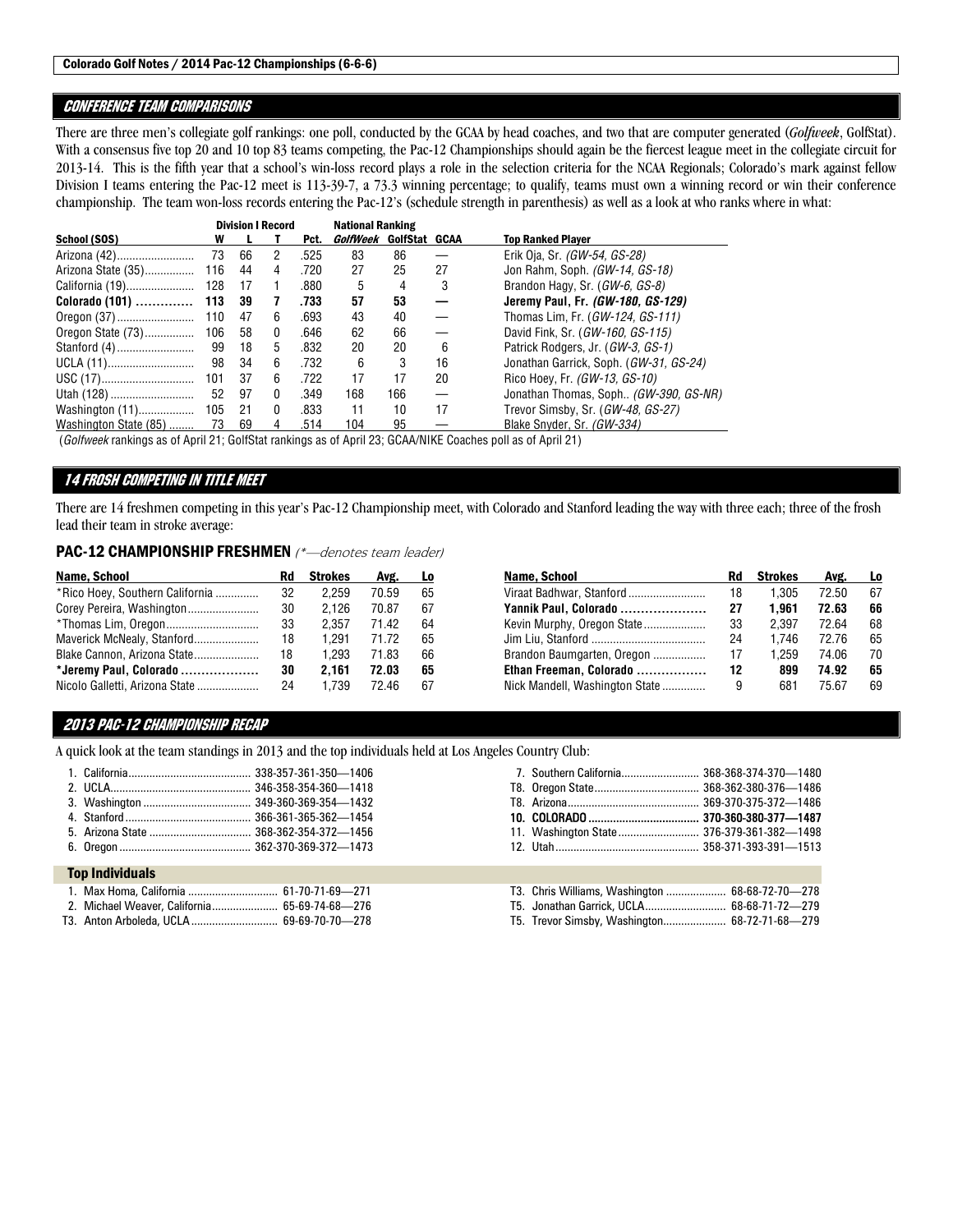Colorado Golf Notes / 2014 Pac-12 Championships (6-6-6)

## CONFERENCE TEAM COMPARISONS

There are three men's collegiate golf rankings: one poll, conducted by the GCAA by head coaches, and two that are computer generated (*Golfweek*, GolfStat). With a consensus five top 20 and 10 top 83 teams competing, the Pac-12 Championships should again be the fiercest league meet in the collegiate circuit for 2013-14. This is the fifth year that a school's win-loss record plays a role in the selection criteria for the NCAA Regionals; Colorado's mark against fellow Division I teams entering the Pac-12 meet is 113-39-7, a 73.3 winning percentage; to qualify, teams must own a winning record or win their conference championship. The team won-loss records entering the Pac-12's (schedule strength in parenthesis) as well as a look at who ranks where in what:

| | Division I Record | | | | National Ranking | | | |
|---|---|---|---|---|---|---|---|---|
| School (SOS) | W | L | T | Pct. | *GolfWeek* | GolfStat | GCAA | Top Ranked Player |
| Arizona (42) | 73 | 66 | 2 | .525 | 83 | 86 | — | Erik Oja, Sr. *(GW-54, GS-28)* |
| Arizona State (35) | 116 | 44 | 4 | .720 | 27 | 25 | 27 | Jon Rahm, Soph. *(GW-14, GS-18)* |
| California (19) | 128 | 17 | 1 | .880 | 5 | 4 | 3 | Brandon Hagy, Sr. (*GW-6, GS-8)* |
| **Colorado (101)** | **113** | **39** | **7** | **.733** | **57** | **53** | **—** | **Jeremy Paul, Fr. *(GW-180, GS-129)*** |
| Oregon (37) | 110 | 47 | 6 | .693 | 43 | 40 | — | Thomas Lim, Fr. (*GW-124, GS-111)* |
| Oregon State (73) | 106 | 58 | 0 | .646 | 62 | 66 | — | David Fink, Sr. (*GW-160, GS-115)* |
| Stanford (4) | 99 | 18 | 5 | .832 | 20 | 20 | 6 | Patrick Rodgers, Jr. (*GW-3, GS-1)* |
| UCLA (11) | 98 | 34 | 6 | .732 | 6 | 3 | 16 | Jonathan Garrick, Soph. (*GW-31, GS-24)* |
| USC (17) | 101 | 37 | 6 | .722 | 17 | 17 | 20 | Rico Hoey, Fr. *(GW-13, GS-10)* |
| Utah (128) | 52 | 97 | 0 | .349 | 168 | 166 | — | Jonathan Thomas, Soph.. *(GW-390, GS-NR)* |
| Washington (11) | 105 | 21 | 0 | .833 | 11 | 10 | 17 | Trevor Simsby, Sr. (*GW-48, GS-27)* |
| Washington State (85) | 73 | 69 | 4 | .514 | 104 | 95 | — | Blake Snyder, Sr. *(GW-334)* |

(*Golfweek* rankings as of April 21; GolfStat rankings as of April 23; GCAA/NIKE Coaches poll as of April 21)

## 14 FROSH COMPETING IN TITLE MEET

There are 14 freshmen competing in this year's Pac-12 Championship meet, with Colorado and Stanford leading the way with three each; three of the frosh lead their team in stroke average:

### PAC-12 CHAMPIONSHIP FRESHMEN *(*—denotes team leader)*

| Name, School | Rd | Strokes | Avg. | Lo |
|---|---|---|---|---|
| *Rico Hoey, Southern California | 32 | 2,259 | 70.59 | 65 |
| Corey Pereira, Washington | 30 | 2,126 | 70.87 | 67 |
| *Thomas Lim, Oregon | 33 | 2,357 | 71.42 | 64 |
| Maverick McNealy, Stanford | 18 | 1,291 | 71.72 | 65 |
| Blake Cannon, Arizona State | 18 | 1,293 | 71.83 | 66 |
| **\*Jeremy Paul, Colorado** | **30** | **2,161** | **72.03** | **65** |
| Nicolo Galletti, Arizona State | 24 | 1,739 | 72.46 | 67 |
| Viraat Badhwar, Stanford | 18 | 1,305 | 72.50 | 67 |
| **Yannik Paul, Colorado** | **27** | **1,961** | **72.63** | **66** |
| Kevin Murphy, Oregon State | 33 | 2,397 | 72.64 | 68 |
| Jim Liu, Stanford | 24 | 1,746 | 72.76 | 65 |
| Brandon Baumgarten, Oregon | 17 | 1,259 | 74.06 | 70 |
| **Ethan Freeman, Colorado** | **12** | **899** | **74.92** | **65** |
| Nick Mandell, Washington State | 9 | 681 | 75.67 | 69 |

## 2013 PAC-12 CHAMPIONSHIP RECAP

A quick look at the team standings in 2013 and the top individuals held at Los Angeles Country Club:

1. California 338-357-361-350—1406
2. UCLA 346-358-354-360—1418
3. Washington 349-360-369-354—1432
4. Stanford 366-361-365-362—1454
5. Arizona State 368-362-354-372—1456
6. Oregon 362-370-369-372—1473
7. Southern California 368-368-374-370—1480
T8. Oregon State 368-362-380-376—1486
T8. Arizona 369-370-375-372—1486
**10. COLORADO 370-360-380-377—1487**
11. Washington State 376-379-361-382—1498
12. Utah 358-371-393-391—1513

### Top Individuals

1. Max Homa, California 61-70-71-69—271
2. Michael Weaver, California 65-69-74-68—276
T3. Anton Arboleda, UCLA 69-69-70-70—278
T3. Chris Williams, Washington 68-68-72-70—278
T5. Jonathan Garrick, UCLA 68-68-71-72—279
T5. Trevor Simsby, Washington 68-72-71-68—279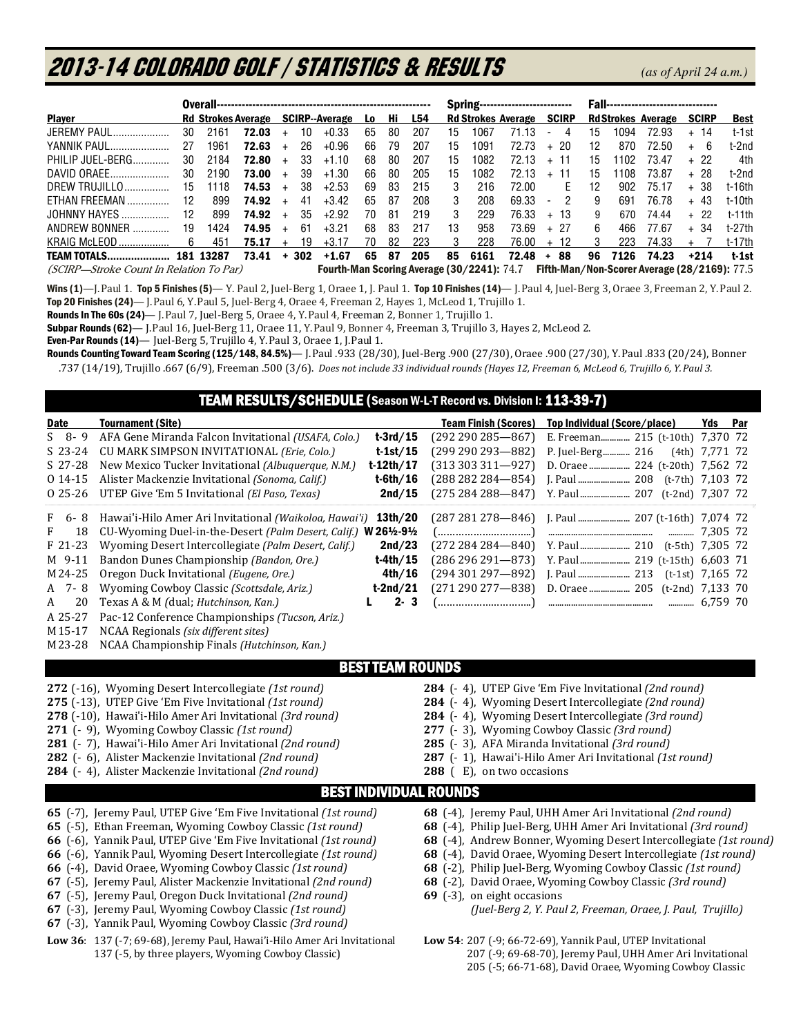# 2013-14 COLORADO GOLF / STATISTICS & RESULTS

*(as of April 24 a.m.)*

| Player | Overall Rd | Strokes | Average | SCIRP | --Average | Lo | Hi | L54 | Spring Rd | Strokes | Average | SCIRP | Fall Rd | Strokes | Average | SCIRP | Best |
|---|---|---|---|---|---|---|---|---|---|---|---|---|---|---|---|---|---|
| JEREMY PAUL | 30 | 2161 | **72.03** | + 10 | +0.33 | 65 | 80 | 207 | 15 | 1067 | 71.13 | - 4 | 15 | 1094 | 72.93 | + 14 | t-1st |
| YANNIK PAUL | 27 | 1961 | **72.63** | + 26 | +0.96 | 66 | 79 | 207 | 15 | 1091 | 72.73 | + 20 | 12 | 870 | 72.50 | + 6 | t-2nd |
| PHILIP JUEL-BERG | 30 | 2184 | **72.80** | + 33 | +1.10 | 68 | 80 | 207 | 15 | 1082 | 72.13 | + 11 | 15 | 1102 | 73.47 | + 22 | 4th |
| DAVID ORAEE | 30 | 2190 | **73.00** | + 39 | +1.30 | 66 | 80 | 205 | 15 | 1082 | 72.13 | + 11 | 15 | 1108 | 73.87 | + 28 | t-2nd |
| DREW TRUJILLO | 15 | 1118 | **74.53** | + 38 | +2.53 | 69 | 83 | 215 | 3 | 216 | 72.00 | E | 12 | 902 | 75.17 | + 38 | t-16th |
| ETHAN FREEMAN | 12 | 899 | **74.92** | + 41 | +3.42 | 65 | 87 | 208 | 3 | 208 | 69.33 | - 2 | 9 | 691 | 76.78 | + 43 | t-10th |
| JOHNNY HAYES | 12 | 899 | **74.92** | + 35 | +2.92 | 70 | 81 | 219 | 3 | 229 | 76.33 | + 13 | 9 | 670 | 74.44 | + 22 | t-11th |
| ANDREW BONNER | 19 | 1424 | **74.95** | + 61 | +3.21 | 68 | 83 | 217 | 13 | 958 | 73.69 | + 27 | 6 | 466 | 77.67 | + 34 | t-27th |
| KRAIG McLEOD | 6 | 451 | **75.17** | + 19 | +3.17 | 70 | 82 | 223 | 3 | 228 | 76.00 | + 12 | 3 | 223 | 74.33 | + 7 | t-17th |
| **TEAM TOTALS** | **181** | **13287** | **73.41** | **+ 302** | **+1.67** | **65** | **87** | **205** | **85** | **6161** | **72.48** | **+ 88** | **96** | **7126** | **74.23** | **+214** | **t-1st** |

*(SCIRP—Stroke Count In Relation To Par)* **Fourth-Man Scoring Average (30/2241):** 74.7 **Fifth-Man/Non-Scorer Average (28/2169):** 77.5

**Wins (1)**— J. Paul 1. **Top 5 Finishes (5)**— Y. Paul 2, Juel-Berg 1, Oraee 1, J. Paul 1. **Top 10 Finishes (14)**— J. Paul 4, Juel-Berg 3, Oraee 3, Freeman 2, Y. Paul 2.
**Top 20 Finishes (24)**— J. Paul 6, Y. Paul 5, Juel-Berg 4, Oraee 4, Freeman 2, Hayes 1, McLeod 1, Trujillo 1.
**Rounds In The 60s (24)**— J. Paul 7, Juel-Berg 5, Oraee 4, Y. Paul 4, Freeman 2, Bonner 1, Trujillo 1.
**Subpar Rounds (62)**— J. Paul 16, Juel-Berg 11, Oraee 11, Y. Paul 9, Bonner 4, Freeman 3, Trujillo 3, Hayes 2, McLeod 2.
**Even-Par Rounds (14)**— Juel-Berg 5, Trujillo 4, Y. Paul 3, Oraee 1, J. Paul 1.
**Rounds Counting Toward Team Scoring (125/148, 84.5%)**— J. Paul .933 (28/30), Juel-Berg .900 (27/30), Oraee .900 (27/30), Y. Paul .833 (20/24), Bonner .737 (14/19), Trujillo .667 (6/9), Freeman .500 (3/6). *Does not include 33 individual rounds (Hayes 12, Freeman 6, McLeod 6, Trujillo 6, Y. Paul 3.*

## TEAM RESULTS/SCHEDULE (Season W-L-T Record vs. Division I: 113-39-7)

| Date | Tournament (Site) | | Team Finish (Scores) | Top Individual (Score/place) | Yds | Par |
|---|---|---|---|---|---|---|
| S 8- 9 | AFA Gene Miranda Falcon Invitational *(USAFA, Colo.)* | t-3rd/15 | (292 290 285—867) | E. Freeman 215 (t-10th) | 7,370 | 72 |
| S 23-24 | CU MARK SIMPSON INVITATIONAL *(Erie, Colo.)* | t-1st/15 | (299 290 293—882) | P. Juel-Berg 216 (4th) | 7,771 | 72 |
| S 27-28 | New Mexico Tucker Invitational *(Albuquerque, N.M.)* | t-12th/17 | (313 303 311—927) | D. Oraee 224 (t-20th) | 7,562 | 72 |
| O 14-15 | Alister Mackenzie Invitational *(Sonoma, Calif.)* | t-6th/16 | (288 282 284—854) | J. Paul 208 (t-7th) | 7,103 | 72 |
| O 25-26 | UTEP Give 'Em 5 Invitational *(El Paso, Texas)* | 2nd/15 | (275 284 288—847) | Y. Paul 207 (t-2nd) | 7,307 | 72 |
| F 6- 8 | Hawai'i-Hilo Amer Ari Invitational *(Waikoloa, Hawai'i)* | 13th/20 | (287 281 278—846) | J. Paul 207 (t-16th) | 7,074 | 72 |
| F 18 | CU-Wyoming Duel-in-the-Desert *(Palm Desert, Calif.)* | W 26½-9½ | (……………………) | …………… | 7,305 | 72 |
| F 21-23 | Wyoming Desert Intercollegiate *(Palm Desert, Calif.)* | 2nd/23 | (272 284 284—840) | Y. Paul 210 (t-5th) | 7,305 | 72 |
| M 9-11 | Bandon Dunes Championship *(Bandon, Ore.)* | t-4th/15 | (286 296 291—873) | Y. Paul 219 (t-15th) | 6,603 | 71 |
| M 24-25 | Oregon Duck Invitational *(Eugene, Ore.)* | 4th/16 | (294 301 297—892) | J. Paul 213 (t-1st) | 7,165 | 72 |
| A 7- 8 | Wyoming Cowboy Classic *(Scottsdale, Ariz.)* | t-2nd/21 | (271 290 277—838) | D. Oraee 205 (t-2nd) | 7,133 | 70 |
| A 20 | Texas A & M *(dual; Hutchinson, Kan.)* | L 2- 3 | (……………………) | …………… | 6,759 | 70 |
| A 25-27 | Pac-12 Conference Championships *(Tucson, Ariz.)* | | | | | |
| M 15-17 | NCAA Regionals *(six different sites)* | | | | | |
| M 23-28 | NCAA Championship Finals *(Hutchinson, Kan.)* | | | | | |

## BEST TEAM ROUNDS

**272** (-16), Wyoming Desert Intercollegiate *(1st round)*
**275** (-13), UTEP Give 'Em Five Invitational *(1st round)*
**278** (-10), Hawai'i-Hilo Amer Ari Invitational *(3rd round)*
**271** (- 9), Wyoming Cowboy Classic *(1st round)*
**281** (- 7), Hawai'i-Hilo Amer Ari Invitational *(2nd round)*
**282** (- 6), Alister Mackenzie Invitational *(2nd round)*
**284** (- 4), Alister Mackenzie Invitational *(2nd round)*
**284** (- 4), UTEP Give 'Em Five Invitational *(2nd round)*
**284** (- 4), Wyoming Desert Intercollegiate *(2nd round)*
**284** (- 4), Wyoming Desert Intercollegiate *(3rd round)*
**277** (- 3), Wyoming Cowboy Classic *(3rd round)*
**285** (- 3), AFA Miranda Invitational *(3rd round)*
**287** (- 1), Hawai'i-Hilo Amer Ari Invitational *(1st round)*
**288** ( E), on two occasions

## BEST INDIVIDUAL ROUNDS

**65** (-7), Jeremy Paul, UTEP Give 'Em Five Invitational *(1st round)*
**65** (-5), Ethan Freeman, Wyoming Cowboy Classic *(1st round)*
**66** (-6), Yannik Paul, UTEP Give 'Em Five Invitational *(1st round)*
**66** (-6), Yannik Paul, Wyoming Desert Intercollegiate *(1st round)*
**66** (-4), David Oraee, Wyoming Cowboy Classic *(1st round)*
**67** (-5), Jeremy Paul, Alister Mackenzie Invitational *(2nd round)*
**67** (-5), Jeremy Paul, Oregon Duck Invitational *(2nd round)*
**67** (-3), Jeremy Paul, Wyoming Cowboy Classic *(1st round)*
**67** (-3), Yannik Paul, Wyoming Cowboy Classic *(3rd round)*
**68** (-4), Jeremy Paul, UHH Amer Ari Invitational *(2nd round)*
**68** (-4), Philip Juel-Berg, UHH Amer Ari Invitational *(3rd round)*
**68** (-4), Andrew Bonner, Wyoming Desert Intercollegiate *(1st round)*
**68** (-4), David Oraee, Wyoming Desert Intercollegiate *(1st round)*
**68** (-2), Philip Juel-Berg, Wyoming Cowboy Classic *(1st round)*
**68** (-2), David Oraee, Wyoming Cowboy Classic *(3rd round)*
**69** (-3), on eight occasions
*(Juel-Berg 2, Y. Paul 2, Freeman, Oraee, J. Paul, Trujillo)*

**Low 36**: 137 (-7; 69-68), Jeremy Paul, Hawai'i-Hilo Amer Ari Invitational
137 (-5, by three players, Wyoming Cowboy Classic)

**Low 54**: 207 (-9; 66-72-69), Yannik Paul, UTEP Invitational
207 (-9; 69-68-70), Jeremy Paul, UHH Amer Ari Invitational
205 (-5; 66-71-68), David Oraee, Wyoming Cowboy Classic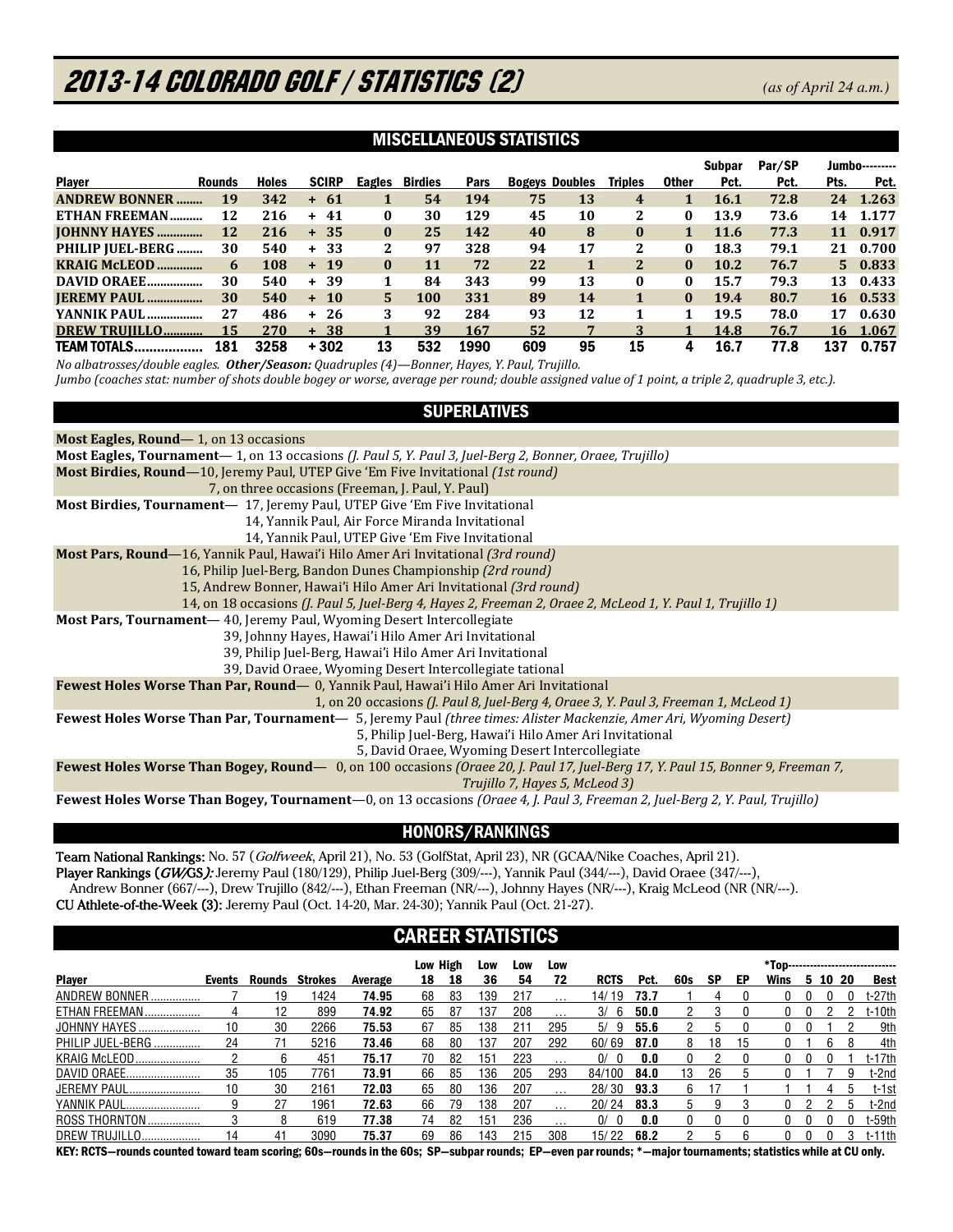# 2013-14 COLORADO GOLF / STATISTICS (2)

*(as of April 24 a.m.)*

## MISCELLANEOUS STATISTICS

| Player | Rounds | Holes | SCIRP | Eagles | Birdies | Pars | Bogeys | Doubles | Triples | Other | Subpar Pct. | Par/SP Pct. | Jumbo Pts. | Jumbo Pct. |
|---|---|---|---|---|---|---|---|---|---|---|---|---|---|---|
| **ANDREW BONNER** | 19 | 342 | + 61 | 1 | 54 | 194 | 75 | 13 | 4 | 1 | 16.1 | 72.8 | 24 | 1.263 |
| **ETHAN FREEMAN** | 12 | 216 | + 41 | 0 | 30 | 129 | 45 | 10 | 2 | 0 | 13.9 | 73.6 | 14 | 1.177 |
| **JOHNNY HAYES** | 12 | 216 | + 35 | 0 | 25 | 142 | 40 | 8 | 0 | 1 | 11.6 | 77.3 | 11 | 0.917 |
| **PHILIP JUEL-BERG** | 30 | 540 | + 33 | 2 | 97 | 328 | 94 | 17 | 2 | 0 | 18.3 | 79.1 | 21 | 0.700 |
| **KRAIG McLEOD** | 6 | 108 | + 19 | 0 | 11 | 72 | 22 | 1 | 2 | 0 | 10.2 | 76.7 | 5 | 0.833 |
| **DAVID ORAEE** | 30 | 540 | + 39 | 1 | 84 | 343 | 99 | 13 | 0 | 0 | 15.7 | 79.3 | 13 | 0.433 |
| **JEREMY PAUL** | 30 | 540 | + 10 | 5 | 100 | 331 | 89 | 14 | 1 | 0 | 19.4 | 80.7 | 16 | 0.533 |
| **YANNIK PAUL** | 27 | 486 | + 26 | 3 | 92 | 284 | 93 | 12 | 1 | 1 | 19.5 | 78.0 | 17 | 0.630 |
| **DREW TRUJILLO** | 15 | 270 | + 38 | 1 | 39 | 167 | 52 | 7 | 3 | 1 | 14.8 | 76.7 | 16 | 1.067 |
| **TEAM TOTALS** | 181 | 3258 | + 302 | 13 | 532 | 1990 | 609 | 95 | 15 | 4 | 16.7 | 77.8 | 137 | 0.757 |

*No albatrosses/double eagles.* ***Other/Season:*** *Quadruples (4)—Bonner, Hayes, Y. Paul, Trujillo.*

*Jumbo (coaches stat: number of shots double bogey or worse, average per round; double assigned value of 1 point, a triple 2, quadruple 3, etc.).*

## SUPERLATIVES

**Most Eagles, Round**— 1, on 13 occasions

**Most Eagles, Tournament**— 1, on 13 occasions *(J. Paul 5, Y. Paul 3, Juel-Berg 2, Bonner, Oraee, Trujillo)*

**Most Birdies, Round**—10, Jeremy Paul, UTEP Give 'Em Five Invitational *(1st round)*
7, on three occasions (Freeman, J. Paul, Y. Paul)

**Most Birdies, Tournament**— 17, Jeremy Paul, UTEP Give 'Em Five Invitational
14, Yannik Paul, Air Force Miranda Invitational
14, Yannik Paul, UTEP Give 'Em Five Invitational

**Most Pars, Round**—16, Yannik Paul, Hawai'i Hilo Amer Ari Invitational *(3rd round)*
16, Philip Juel-Berg, Bandon Dunes Championship *(2rd round)*
15, Andrew Bonner, Hawai'i Hilo Amer Ari Invitational *(3rd round)*
14, on 18 occasions *(J. Paul 5, Juel-Berg 4, Hayes 2, Freeman 2, Oraee 2, McLeod 1, Y. Paul 1, Trujillo 1)*

**Most Pars, Tournament**— 40, Jeremy Paul, Wyoming Desert Intercollegiate
39, Johnny Hayes, Hawai'i Hilo Amer Ari Invitational
39, Philip Juel-Berg, Hawai'i Hilo Amer Ari Invitational
39, David Oraee, Wyoming Desert Intercollegiate tational

**Fewest Holes Worse Than Par, Round**— 0, Yannik Paul, Hawai'i Hilo Amer Ari Invitational
1, on 20 occasions *(J. Paul 8, Juel-Berg 4, Oraee 3, Y. Paul 3, Freeman 1, McLeod 1)*

**Fewest Holes Worse Than Par, Tournament**— 5, Jeremy Paul *(three times: Alister Mackenzie, Amer Ari, Wyoming Desert)*
5, Philip Juel-Berg, Hawai'i Hilo Amer Ari Invitational
5, David Oraee, Wyoming Desert Intercollegiate

**Fewest Holes Worse Than Bogey, Round**— 0, on 100 occasions *(Oraee 20, J. Paul 17, Juel-Berg 17, Y. Paul 15, Bonner 9, Freeman 7, Trujillo 7, Hayes 5, McLeod 3)*

**Fewest Holes Worse Than Bogey, Tournament**—0, on 13 occasions *(Oraee 4, J. Paul 3, Freeman 2, Juel-Berg 2, Y. Paul, Trujillo)*

## HONORS/RANKINGS

**Team National Rankings:** No. 57 (*Golfweek*, April 21), No. 53 (GolfStat, April 23), NR (GCAA/Nike Coaches, April 21).

**Player Rankings (*GW*/GS*):*** Jeremy Paul (180/129), Philip Juel-Berg (309/---), Yannik Paul (344/---), David Oraee (347/---), Andrew Bonner (667/---), Drew Trujillo (842/---), Ethan Freeman (NR/---), Johnny Hayes (NR/---), Kraig McLeod (NR (NR/---).

**CU Athlete-of-the-Week (3):** Jeremy Paul (Oct. 14-20, Mar. 24-30); Yannik Paul (Oct. 21-27).

## CAREER STATISTICS

| Player | Events | Rounds | Strokes | Average | Low 18 | High 18 | Low 36 | Low 54 | Low 72 | RCTS | Pct. | 60s | SP | EP | *Top- Wins | 5 | 10 | 20 | Best |
|---|---|---|---|---|---|---|---|---|---|---|---|---|---|---|---|---|---|---|---|
| ANDREW BONNER | 7 | 19 | 1424 | **74.95** | 68 | 83 | 139 | 217 | … | 14/ 19 | **73.7** | 1 | 4 | 0 | 0 | 0 | 0 | 0 | t-27th |
| ETHAN FREEMAN | 4 | 12 | 899 | **74.92** | 65 | 87 | 137 | 208 | … | 3/ 6 | **50.0** | 2 | 3 | 0 | 0 | 0 | 2 | 2 | t-10th |
| JOHNNY HAYES | 10 | 30 | 2266 | **75.53** | 67 | 85 | 138 | 211 | 295 | 5/ 9 | **55.6** | 2 | 5 | 0 | 0 | 0 | 1 | 2 | 9th |
| PHILIP JUEL-BERG | 24 | 71 | 5216 | **73.46** | 68 | 80 | 137 | 207 | 292 | 60/ 69 | **87.0** | 8 | 18 | 15 | 0 | 1 | 6 | 8 | 4th |
| KRAIG McLEOD | 2 | 6 | 451 | **75.17** | 70 | 82 | 151 | 223 | … | 0/ 0 | **0.0** | 0 | 2 | 0 | 0 | 0 | 0 | 1 | t-17th |
| DAVID ORAEE | 35 | 105 | 7761 | **73.91** | 66 | 85 | 136 | 205 | 293 | 84/100 | **84.0** | 13 | 26 | 5 | 0 | 1 | 7 | 9 | t-2nd |
| JEREMY PAUL | 10 | 30 | 2161 | **72.03** | 65 | 80 | 136 | 207 | … | 28/ 30 | **93.3** | 6 | 17 | 1 | 1 | 1 | 4 | 5 | t-1st |
| YANNIK PAUL | 9 | 27 | 1961 | **72.63** | 66 | 79 | 138 | 207 | … | 20/ 24 | **83.3** | 5 | 9 | 3 | 0 | 2 | 2 | 5 | t-2nd |
| ROSS THORNTON | 3 | 8 | 619 | **77.38** | 74 | 82 | 151 | 236 | … | 0/ 0 | **0.0** | 0 | 0 | 0 | 0 | 0 | 0 | 0 | t-59th |
| DREW TRUJILLO | 14 | 41 | 3090 | **75.37** | 69 | 86 | 143 | 215 | 308 | 15/ 22 | **68.2** | 2 | 5 | 6 | 0 | 0 | 0 | 3 | t-11th |

**KEY: RCTS—rounds counted toward team scoring; 60s—rounds in the 60s; SP—subpar rounds; EP—even par rounds; \*—major tournaments; statistics while at CU only.**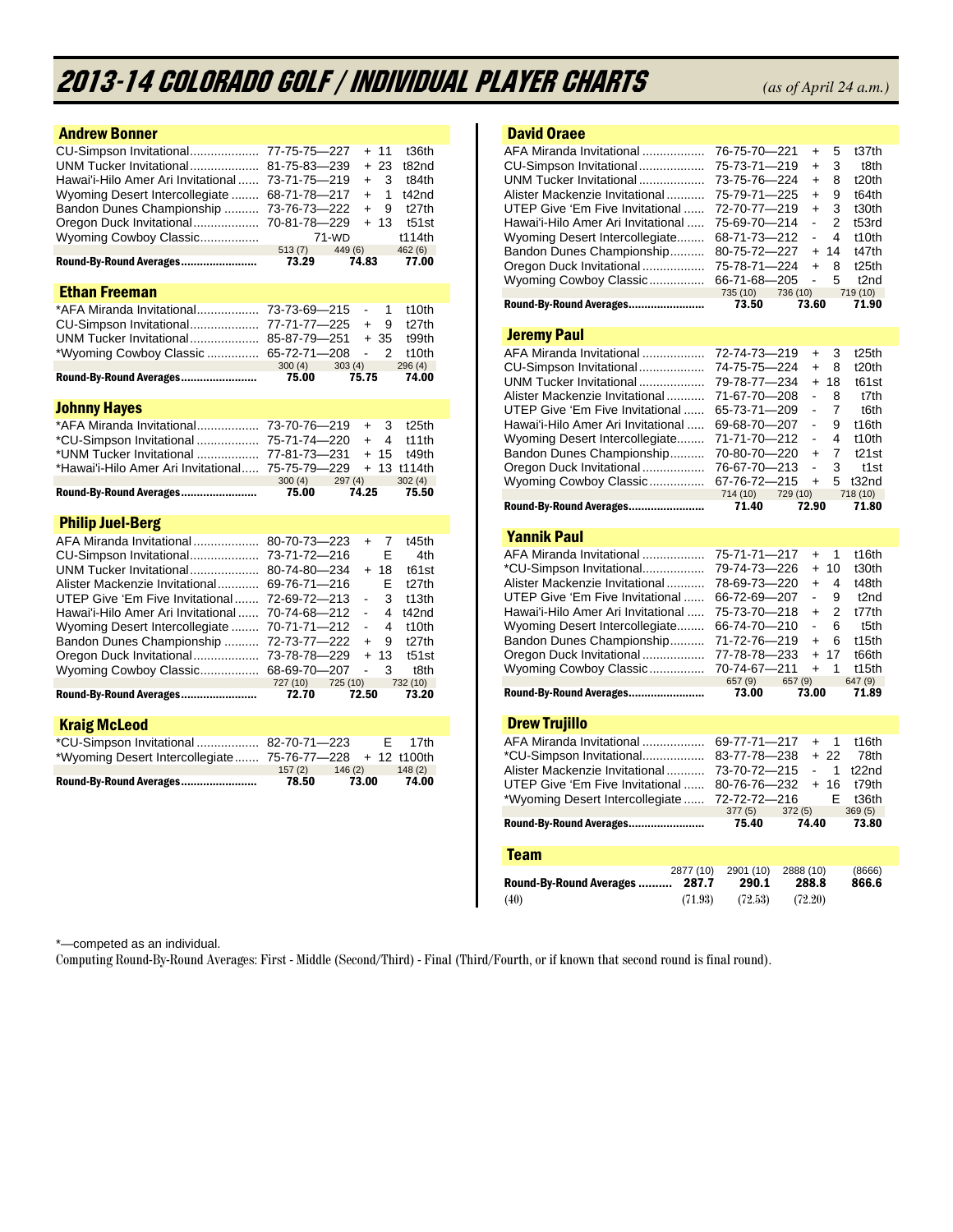# 2013-14 COLORADO GOLF / INDIVIDUAL PLAYER CHARTS

*(as of April 24 a.m.)*

## Andrew Bonner

| Tournament | Scores | To Par | Finish |
|---|---|---|---|
| CU-Simpson Invitational | 77-75-75—227 | + 11 | t36th |
| UNM Tucker Invitational | 81-75-83—239 | + 23 | t82nd |
| Hawai'i-Hilo Amer Ari Invitational | 73-71-75—219 | + 3 | t84th |
| Wyoming Desert Intercollegiate | 68-71-78—217 | + 1 | t42nd |
| Bandon Dunes Championship | 73-76-73—222 | + 9 | t27th |
| Oregon Duck Invitational | 70-81-78—229 | + 13 | t51st |
| Wyoming Cowboy Classic | 71-WD | | t114th |
| | 513 (7) / 449 (6) / 462 (6) | | |
| **Round-By-Round Averages** | **73.29 / 74.83 / 77.00** | | |

## Ethan Freeman

| Tournament | Scores | To Par | Finish |
|---|---|---|---|
| *AFA Miranda Invitational | 73-73-69—215 | - 1 | t10th |
| CU-Simpson Invitational | 77-71-77—225 | + 9 | t27th |
| UNM Tucker Invitational | 85-87-79—251 | + 35 | t99th |
| *Wyoming Cowboy Classic | 65-72-71—208 | - 2 | t10th |
| | 300 (4) / 303 (4) / 296 (4) | | |
| **Round-By-Round Averages** | **75.00 / 75.75 / 74.00** | | |

## Johnny Hayes

| Tournament | Scores | To Par | Finish |
|---|---|---|---|
| *AFA Miranda Invitational | 73-70-76—219 | + 3 | t25th |
| *CU-Simpson Invitational | 75-71-74—220 | + 4 | t11th |
| *UNM Tucker Invitational | 77-81-73—231 | + 15 | t49th |
| *Hawai'i-Hilo Amer Ari Invitational | 75-75-79—229 | + 13 | t114th |
| | 300 (4) / 297 (4) / 302 (4) | | |
| **Round-By-Round Averages** | **75.00 / 74.25 / 75.50** | | |

## Philip Juel-Berg

| Tournament | Scores | To Par | Finish |
|---|---|---|---|
| AFA Miranda Invitational | 80-70-73—223 | + 7 | t45th |
| CU-Simpson Invitational | 73-71-72—216 | E | 4th |
| UNM Tucker Invitational | 80-74-80—234 | + 18 | t61st |
| Alister Mackenzie Invitational | 69-76-71—216 | E | t27th |
| UTEP Give 'Em Five Invitational | 72-69-72—213 | - 3 | t13th |
| Hawai'i-Hilo Amer Ari Invitational | 70-74-68—212 | - 4 | t42nd |
| Wyoming Desert Intercollegiate | 70-71-71—212 | - 4 | t10th |
| Bandon Dunes Championship | 72-73-77—222 | + 9 | t27th |
| Oregon Duck Invitational | 73-78-78—229 | + 13 | t51st |
| Wyoming Cowboy Classic | 68-69-70—207 | - 3 | t8th |
| | 727 (10) / 725 (10) / 732 (10) | | |
| **Round-By-Round Averages** | **72.70 / 72.50 / 73.20** | | |

## Kraig McLeod

| Tournament | Scores | To Par | Finish |
|---|---|---|---|
| *CU-Simpson Invitational | 82-70-71—223 | E | 17th |
| *Wyoming Desert Intercollegiate | 75-76-77—228 | + 12 | t100th |
| | 157 (2) / 146 (2) / 148 (2) | | |
| **Round-By-Round Averages** | **78.50 / 73.00 / 74.00** | | |

## David Oraee

| Tournament | Scores | To Par | Finish |
|---|---|---|---|
| AFA Miranda Invitational | 76-75-70—221 | + 5 | t37th |
| CU-Simpson Invitational | 75-73-71—219 | + 3 | t8th |
| UNM Tucker Invitational | 73-75-76—224 | + 8 | t20th |
| Alister Mackenzie Invitational | 75-79-71—225 | + 9 | t64th |
| UTEP Give 'Em Five Invitational | 72-70-77—219 | + 3 | t30th |
| Hawai'i-Hilo Amer Ari Invitational | 75-69-70—214 | - 2 | t53rd |
| Wyoming Desert Intercollegiate | 68-71-73—212 | - 4 | t10th |
| Bandon Dunes Championship | 80-75-72—227 | + 14 | t47th |
| Oregon Duck Invitational | 75-78-71—224 | + 8 | t25th |
| Wyoming Cowboy Classic | 66-71-68—205 | - 5 | t2nd |
| | 735 (10) / 736 (10) / 719 (10) | | |
| **Round-By-Round Averages** | **73.50 / 73.60 / 71.90** | | |

## Jeremy Paul

| Tournament | Scores | To Par | Finish |
|---|---|---|---|
| AFA Miranda Invitational | 72-74-73—219 | + 3 | t25th |
| CU-Simpson Invitational | 74-75-75—224 | + 8 | t20th |
| UNM Tucker Invitational | 79-78-77—234 | + 18 | t61st |
| Alister Mackenzie Invitational | 71-67-70—208 | - 8 | t7th |
| UTEP Give 'Em Five Invitational | 65-73-71—209 | - 7 | t6th |
| Hawai'i-Hilo Amer Ari Invitational | 69-68-70—207 | - 9 | t16th |
| Wyoming Desert Intercollegiate | 71-71-70—212 | - 4 | t10th |
| Bandon Dunes Championship | 70-80-70—220 | + 7 | t21st |
| Oregon Duck Invitational | 76-67-70—213 | - 3 | t1st |
| Wyoming Cowboy Classic | 67-76-72—215 | + 5 | t32nd |
| | 714 (10) / 729 (10) / 718 (10) | | |
| **Round-By-Round Averages** | **71.40 / 72.90 / 71.80** | | |

## Yannik Paul

| Tournament | Scores | To Par | Finish |
|---|---|---|---|
| AFA Miranda Invitational | 75-71-71—217 | + 1 | t16th |
| *CU-Simpson Invitational | 79-74-73—226 | + 10 | t30th |
| Alister Mackenzie Invitational | 78-69-73—220 | + 4 | t48th |
| UTEP Give 'Em Five Invitational | 66-72-69—207 | - 9 | t2nd |
| Hawai'i-Hilo Amer Ari Invitational | 75-73-70—218 | + 2 | t77th |
| Wyoming Desert Intercollegiate | 66-74-70—210 | - 6 | t5th |
| Bandon Dunes Championship | 71-72-76—219 | + 6 | t15th |
| Oregon Duck Invitational | 77-78-78—233 | + 17 | t66th |
| Wyoming Cowboy Classic | 70-74-67—211 | + 1 | t15th |
| | 657 (9) / 657 (9) / 647 (9) | | |
| **Round-By-Round Averages** | **73.00 / 73.00 / 71.89** | | |

## Drew Trujillo

| Tournament | Scores | To Par | Finish |
|---|---|---|---|
| AFA Miranda Invitational | 69-77-71—217 | + 1 | t16th |
| *CU-Simpson Invitational | 83-77-78—238 | + 22 | 78th |
| Alister Mackenzie Invitational | 73-70-72—215 | - 1 | t22nd |
| UTEP Give 'Em Five Invitational | 80-76-76—232 | + 16 | t79th |
| *Wyoming Desert Intercollegiate | 72-72-72—216 | E | t36th |
| | 377 (5) / 372 (5) / 369 (5) | | |
| **Round-By-Round Averages** | **75.40 / 74.40 / 73.80** | | |

## Team

| | First | Middle | Final | Total |
|---|---|---|---|---|
| | 2877 (10) | 2901 (10) | 2888 (10) | (8666) |
| **Round-By-Round Averages** | **287.7** | **290.1** | **288.8** | **866.6** |
| (40) | (71.93) | (72.53) | (72.20) | |

*—competed as an individual.

Computing Round-By-Round Averages: First - Middle (Second/Third) - Final (Third/Fourth, or if known that second round is final round).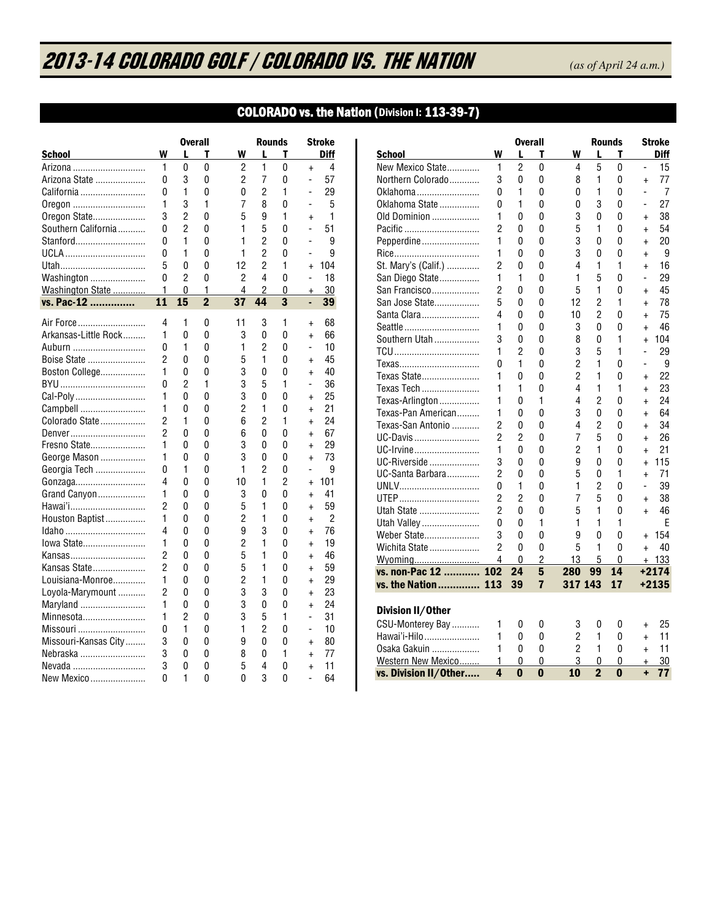# 2013-14 COLORADO GOLF / COLORADO VS. THE NATION

*(as of April 24 a.m.)*

## COLORADO vs. the Nation (Division I: 113-39-7)

| School | Overall W | Overall L | Overall T | Rounds W | Rounds L | Rounds T | Stroke Diff |
|---|---|---|---|---|---|---|---|
| Arizona | 1 | 0 | 0 | 2 | 1 | 0 | + 4 |
| Arizona State | 0 | 3 | 0 | 2 | 7 | 0 | - 57 |
| California | 0 | 1 | 0 | 0 | 2 | 1 | - 29 |
| Oregon | 1 | 3 | 1 | 7 | 8 | 0 | - 5 |
| Oregon State | 3 | 2 | 0 | 5 | 9 | 1 | + 1 |
| Southern California | 0 | 2 | 0 | 1 | 5 | 0 | - 51 |
| Stanford | 0 | 1 | 0 | 1 | 2 | 0 | - 9 |
| UCLA | 0 | 1 | 0 | 1 | 2 | 0 | - 9 |
| Utah | 5 | 0 | 0 | 12 | 2 | 1 | + 104 |
| Washington | 0 | 2 | 0 | 2 | 4 | 0 | - 18 |
| Washington State | 1 | 0 | 1 | 4 | 2 | 0 | + 30 |
| **vs. Pac-12** | **11** | **15** | **2** | **37** | **44** | **3** | **- 39** |
| Air Force | 4 | 1 | 0 | 11 | 3 | 1 | + 68 |
| Arkansas-Little Rock | 1 | 0 | 0 | 3 | 0 | 0 | + 66 |
| Auburn | 0 | 1 | 0 | 1 | 2 | 0 | - 10 |
| Boise State | 2 | 0 | 0 | 5 | 1 | 0 | + 45 |
| Boston College | 1 | 0 | 0 | 3 | 0 | 0 | + 40 |
| BYU | 0 | 2 | 1 | 3 | 5 | 1 | - 36 |
| Cal-Poly | 1 | 0 | 0 | 3 | 0 | 0 | + 25 |
| Campbell | 1 | 0 | 0 | 2 | 1 | 0 | + 21 |
| Colorado State | 2 | 1 | 0 | 6 | 2 | 1 | + 24 |
| Denver | 2 | 0 | 0 | 6 | 0 | 0 | + 67 |
| Fresno State | 1 | 0 | 0 | 3 | 0 | 0 | + 29 |
| George Mason | 1 | 0 | 0 | 3 | 0 | 0 | + 73 |
| Georgia Tech | 0 | 1 | 0 | 1 | 2 | 0 | - 9 |
| Gonzaga | 4 | 0 | 0 | 10 | 1 | 2 | + 101 |
| Grand Canyon | 1 | 0 | 0 | 3 | 0 | 0 | + 41 |
| Hawai'i | 2 | 0 | 0 | 5 | 1 | 0 | + 59 |
| Houston Baptist | 1 | 0 | 0 | 2 | 1 | 0 | + 2 |
| Idaho | 4 | 0 | 0 | 9 | 3 | 0 | + 76 |
| Iowa State | 1 | 0 | 0 | 2 | 1 | 0 | + 19 |
| Kansas | 2 | 0 | 0 | 5 | 1 | 0 | + 46 |
| Kansas State | 2 | 0 | 0 | 5 | 1 | 0 | + 59 |
| Louisiana-Monroe | 1 | 0 | 0 | 2 | 1 | 0 | + 29 |
| Loyola-Marymount | 2 | 0 | 0 | 3 | 3 | 0 | + 23 |
| Maryland | 1 | 0 | 0 | 3 | 0 | 0 | + 24 |
| Minnesota | 1 | 2 | 0 | 3 | 5 | 1 | - 31 |
| Missouri | 0 | 1 | 0 | 1 | 2 | 0 | - 10 |
| Missouri-Kansas City | 3 | 0 | 0 | 9 | 0 | 0 | + 80 |
| Nebraska | 3 | 0 | 0 | 8 | 0 | 1 | + 77 |
| Nevada | 3 | 0 | 0 | 5 | 4 | 0 | + 11 |
| New Mexico | 0 | 1 | 0 | 0 | 3 | 0 | - 64 |
| New Mexico State | 1 | 2 | 0 | 4 | 5 | 0 | - 15 |
| Northern Colorado | 3 | 0 | 0 | 8 | 1 | 0 | + 77 |
| Oklahoma | 0 | 1 | 0 | 0 | 1 | 0 | - 7 |
| Oklahoma State | 0 | 1 | 0 | 0 | 3 | 0 | - 27 |
| Old Dominion | 1 | 0 | 0 | 3 | 0 | 0 | + 38 |
| Pacific | 2 | 0 | 0 | 5 | 1 | 0 | + 54 |
| Pepperdine | 1 | 0 | 0 | 3 | 0 | 0 | + 20 |
| Rice | 1 | 0 | 0 | 3 | 0 | 0 | + 9 |
| St. Mary's (Calif.) | 2 | 0 | 0 | 4 | 1 | 1 | + 16 |
| San Diego State | 1 | 1 | 0 | 1 | 5 | 0 | - 29 |
| San Francisco | 2 | 0 | 0 | 5 | 1 | 0 | + 45 |
| San Jose State | 5 | 0 | 0 | 12 | 2 | 1 | + 78 |
| Santa Clara | 4 | 0 | 0 | 10 | 2 | 0 | + 75 |
| Seattle | 1 | 0 | 0 | 3 | 0 | 0 | + 46 |
| Southern Utah | 3 | 0 | 0 | 8 | 0 | 1 | + 104 |
| TCU | 1 | 2 | 0 | 3 | 5 | 1 | - 29 |
| Texas | 0 | 1 | 0 | 2 | 1 | 0 | - 9 |
| Texas State | 1 | 0 | 0 | 2 | 1 | 0 | + 22 |
| Texas Tech | 1 | 1 | 0 | 4 | 1 | 1 | + 23 |
| Texas-Arlington | 1 | 0 | 1 | 4 | 2 | 0 | + 24 |
| Texas-Pan American | 1 | 0 | 0 | 3 | 0 | 0 | + 64 |
| Texas-San Antonio | 2 | 0 | 0 | 4 | 2 | 0 | + 34 |
| UC-Davis | 2 | 2 | 0 | 7 | 5 | 0 | + 26 |
| UC-Irvine | 1 | 0 | 0 | 2 | 1 | 0 | + 21 |
| UC-Riverside | 3 | 0 | 0 | 9 | 0 | 0 | + 115 |
| UC-Santa Barbara | 2 | 0 | 0 | 5 | 0 | 1 | + 71 |
| UNLV | 0 | 1 | 0 | 1 | 2 | 0 | - 39 |
| UTEP | 2 | 2 | 0 | 7 | 5 | 0 | + 38 |
| Utah State | 2 | 0 | 0 | 5 | 1 | 0 | + 46 |
| Utah Valley | 0 | 0 | 1 | 1 | 1 | 1 | E |
| Weber State | 3 | 0 | 0 | 9 | 0 | 0 | + 154 |
| Wichita State | 2 | 0 | 0 | 5 | 1 | 0 | + 40 |
| Wyoming | 4 | 0 | 2 | 13 | 5 | 0 | + 133 |
| **vs. non-Pac 12** | **102** | **24** | **5** | **280** | **99** | **14** | **+2174** |
| **vs. the Nation** | **113** | **39** | **7** | **317** | **143** | **17** | **+2135** |

### Division II/Other

| School | Overall W | Overall L | Overall T | Rounds W | Rounds L | Rounds T | Stroke Diff |
|---|---|---|---|---|---|---|---|
| CSU-Monterey Bay | 1 | 0 | 0 | 3 | 0 | 0 | + 25 |
| Hawai'i-Hilo | 1 | 0 | 0 | 2 | 1 | 0 | + 11 |
| Osaka Gakuin | 1 | 0 | 0 | 2 | 1 | 0 | + 11 |
| Western New Mexico | 1 | 0 | 0 | 3 | 0 | 0 | + 30 |
| **vs. Division II/Other** | **4** | **0** | **0** | **10** | **2** | **0** | **+ 77** |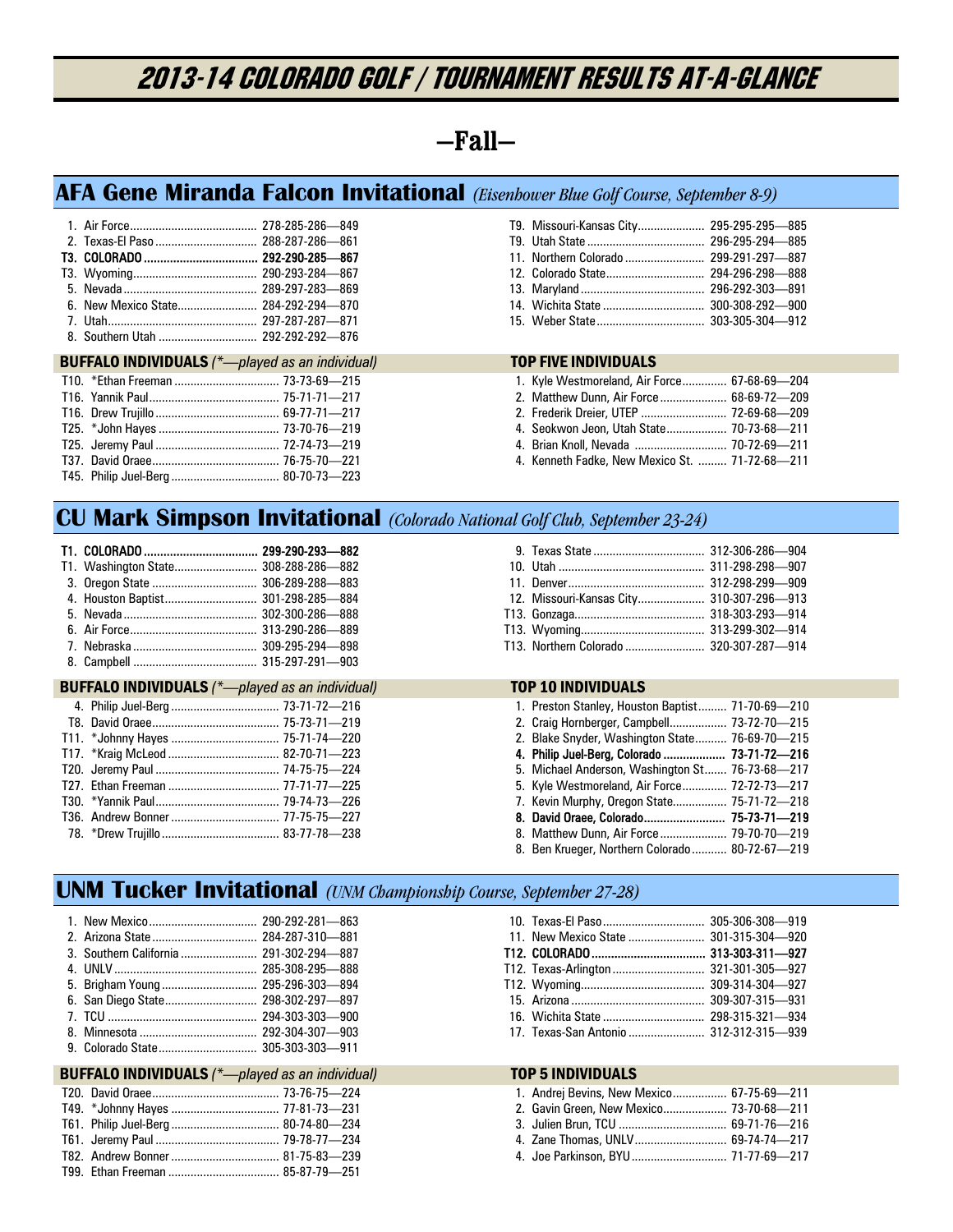# 2013-14 COLORADO GOLF / TOURNAMENT RESULTS AT-A-GLANCE

## —Fall—

## AFA Gene Miranda Falcon Invitational *(Eisenhower Blue Golf Course, September 8-9)*

| Place | Team | Score |
|---|---|---|
| 1. | Air Force | 278-285-286—849 |
| 2. | Texas-El Paso | 288-287-286—861 |
| **T3.** | **COLORADO** | **292-290-285—867** |
| T3. | Wyoming | 290-293-284—867 |
| 5. | Nevada | 289-297-283—869 |
| 6. | New Mexico State | 284-292-294—870 |
| 7. | Utah | 297-287-287—871 |
| 8. | Southern Utah | 292-292-292—876 |
| T9. | Missouri-Kansas City | 295-295-295—885 |
| T9. | Utah State | 296-295-294—885 |
| 11. | Northern Colorado | 299-291-297—887 |
| 12. | Colorado State | 294-296-298—888 |
| 13. | Maryland | 296-292-303—891 |
| 14. | Wichita State | 300-308-292—900 |
| 15. | Weber State | 303-305-304—912 |

**BUFFALO INDIVIDUALS** *(*—played as an individual)*

| Place | Player | Score |
|---|---|---|
| T10. | *Ethan Freeman | 73-73-69—215 |
| T16. | Yannik Paul | 75-71-71—217 |
| T16. | Drew Trujillo | 69-77-71—217 |
| T25. | *John Hayes | 73-70-76—219 |
| T25. | Jeremy Paul | 72-74-73—219 |
| T37. | David Oraee | 76-75-70—221 |
| T45. | Philip Juel-Berg | 80-70-73—223 |

**TOP FIVE INDIVIDUALS**

| Place | Player | Score |
|---|---|---|
| 1. | Kyle Westmoreland, Air Force | 67-68-69—204 |
| 2. | Matthew Dunn, Air Force | 68-69-72—209 |
| 2. | Frederik Dreier, UTEP | 72-69-68—209 |
| 4. | Seokwon Jeon, Utah State | 70-73-68—211 |
| 4. | Brian Knoll, Nevada | 70-72-69—211 |
| 4. | Kenneth Fadke, New Mexico St. | 71-72-68—211 |

## CU Mark Simpson Invitational *(Colorado National Golf Club, September 23-24)*

| Place | Team | Score |
|---|---|---|
| **T1.** | **COLORADO** | **299-290-293—882** |
| T1. | Washington State | 308-288-286—882 |
| 3. | Oregon State | 306-289-288—883 |
| 4. | Houston Baptist | 301-298-285—884 |
| 5. | Nevada | 302-300-286—888 |
| 6. | Air Force | 313-290-286—889 |
| 7. | Nebraska | 309-295-294—898 |
| 8. | Campbell | 315-297-291—903 |
| 9. | Texas State | 312-306-286—904 |
| 10. | Utah | 311-298-298—907 |
| 11. | Denver | 312-298-299—909 |
| 12. | Missouri-Kansas City | 310-307-296—913 |
| T13. | Gonzaga | 318-303-293—914 |
| T13. | Wyoming | 313-299-302—914 |
| T13. | Northern Colorado | 320-307-287—914 |

**BUFFALO INDIVIDUALS** *(*—played as an individual)*

| Place | Player | Score |
|---|---|---|
| 4. | Philip Juel-Berg | 73-71-72—216 |
| T8. | David Oraee | 75-73-71—219 |
| T11. | *Johnny Hayes | 75-71-74—220 |
| T17. | *Kraig McLeod | 82-70-71—223 |
| T20. | Jeremy Paul | 74-75-75—224 |
| T27. | Ethan Freeman | 77-71-77—225 |
| T30. | *Yannik Paul | 79-74-73—226 |
| T36. | Andrew Bonner | 77-75-75—227 |
| 78. | *Drew Trujillo | 83-77-78—238 |

**TOP 10 INDIVIDUALS**

| Place | Player | Score |
|---|---|---|
| 1. | Preston Stanley, Houston Baptist | 71-70-69—210 |
| 2. | Craig Hornberger, Campbell | 73-72-70—215 |
| 2. | Blake Snyder, Washington State | 76-69-70—215 |
| **4.** | **Philip Juel-Berg, Colorado** | **73-71-72—216** |
| 5. | Michael Anderson, Washington St | 76-73-68—217 |
| 5. | Kyle Westmoreland, Air Force | 72-72-73—217 |
| 7. | Kevin Murphy, Oregon State | 75-71-72—218 |
| **8.** | **David Oraee, Colorado** | **75-73-71—219** |
| 8. | Matthew Dunn, Air Force | 79-70-70—219 |
| 8. | Ben Krueger, Northern Colorado | 80-72-67—219 |

## UNM Tucker Invitational *(UNM Championship Course, September 27-28)*

| Place | Team | Score |
|---|---|---|
| 1. | New Mexico | 290-292-281—863 |
| 2. | Arizona State | 284-287-310—881 |
| 3. | Southern California | 291-302-294—887 |
| 4. | UNLV | 285-308-295—888 |
| 5. | Brigham Young | 295-296-303—894 |
| 6. | San Diego State | 298-302-297—897 |
| 7. | TCU | 294-303-303—900 |
| 8. | Minnesota | 292-304-307—903 |
| 9. | Colorado State | 305-303-303—911 |
| 10. | Texas-El Paso | 305-306-308—919 |
| 11. | New Mexico State | 301-315-304—920 |
| **T12.** | **COLORADO** | **313-303-311—927** |
| T12. | Texas-Arlington | 321-301-305—927 |
| T12. | Wyoming | 309-314-304—927 |
| 15. | Arizona | 309-307-315—931 |
| 16. | Wichita State | 298-315-321—934 |
| 17. | Texas-San Antonio | 312-312-315—939 |

**BUFFALO INDIVIDUALS** *(*—played as an individual)*

| Place | Player | Score |
|---|---|---|
| T20. | David Oraee | 73-76-75—224 |
| T49. | *Johnny Hayes | 77-81-73—231 |
| T61. | Philip Juel-Berg | 80-74-80—234 |
| T61. | Jeremy Paul | 79-78-77—234 |
| T82. | Andrew Bonner | 81-75-83—239 |
| T99. | Ethan Freeman | 85-87-79—251 |

**TOP 5 INDIVIDUALS**

| Place | Player | Score |
|---|---|---|
| 1. | Andrej Bevins, New Mexico | 67-75-69—211 |
| 2. | Gavin Green, New Mexico | 73-70-68—211 |
| 3. | Julien Brun, TCU | 69-71-76—216 |
| 4. | Zane Thomas, UNLV | 69-74-74—217 |
| 4. | Joe Parkinson, BYU | 71-77-69—217 |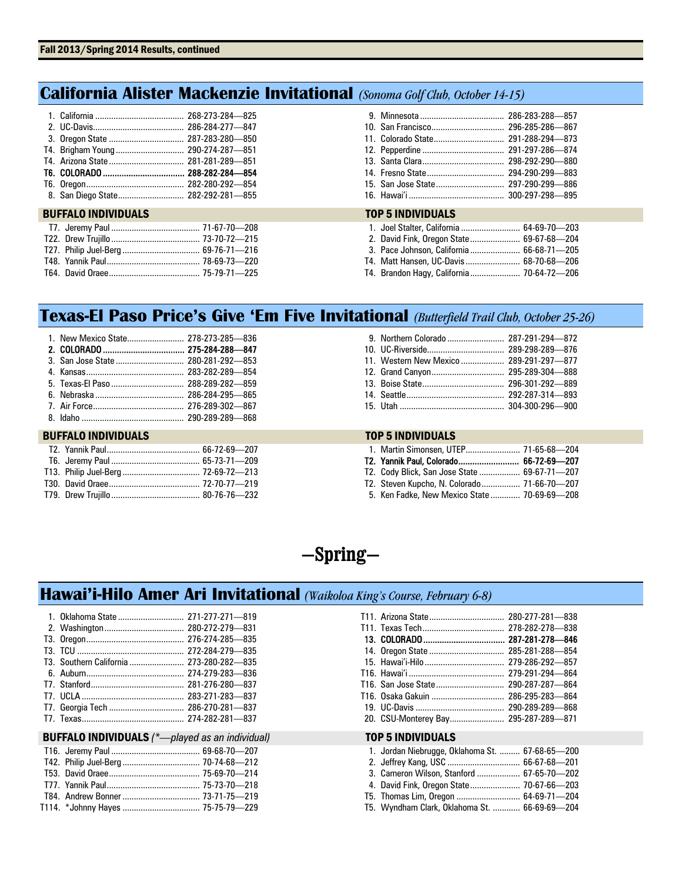**Fall 2013/Spring 2014 Results, continued**

## California Alister Mackenzie Invitational *(Sonoma Golf Club, October 14-15)*

| Place | Team | Scores |
|---|---|---|
| 1. | California | 268-273-284—825 |
| 2. | UC-Davis | 286-284-277—847 |
| 3. | Oregon State | 287-283-280—850 |
| T4. | Brigham Young | 290-274-287—851 |
| T4. | Arizona State | 281-281-289—851 |
| **T6.** | **COLORADO** | **288-282-284—854** |
| T6. | Oregon | 282-280-292—854 |
| 8. | San Diego State | 282-292-281—855 |
| 9. | Minnesota | 286-283-288—857 |
| 10. | San Francisco | 296-285-286—867 |
| 11. | Colorado State | 291-288-294—873 |
| 12. | Pepperdine | 291-297-286—874 |
| 13. | Santa Clara | 298-292-290—880 |
| 14. | Fresno State | 294-290-299—883 |
| 15. | San Jose State | 297-290-299—886 |
| 16. | Hawai'i | 300-297-298—895 |

### BUFFALO INDIVIDUALS

| Place | Player | Scores |
|---|---|---|
| T7. | Jeremy Paul | 71-67-70—208 |
| T22. | Drew Trujillo | 73-70-72—215 |
| T27. | Philip Juel-Berg | 69-76-71—216 |
| T48. | Yannik Paul | 78-69-73—220 |
| T64. | David Oraee | 75-79-71—225 |

### TOP 5 INDIVIDUALS

| Place | Player | Scores |
|---|---|---|
| 1. | Joel Stalter, California | 64-69-70—203 |
| 2. | David Fink, Oregon State | 69-67-68—204 |
| 3. | Pace Johnson, California | 66-68-71—205 |
| T4. | Matt Hansen, UC-Davis | 68-70-68—206 |
| T4. | Brandon Hagy, California | 70-64-72—206 |

## Texas-El Paso Price's Give 'Em Five Invitational *(Butterfield Trail Club, October 25-26)*

| Place | Team | Scores |
|---|---|---|
| 1. | New Mexico State | 278-273-285—836 |
| **2.** | **COLORADO** | **275-284-288—847** |
| 3. | San Jose State | 280-281-292—853 |
| 4. | Kansas | 283-282-289—854 |
| 5. | Texas-El Paso | 288-289-282—859 |
| 6. | Nebraska | 286-284-295—865 |
| 7. | Air Force | 276-289-302—867 |
| 8. | Idaho | 290-289-289—868 |
| 9. | Northern Colorado | 287-291-294—872 |
| 10. | UC-Riverside | 289-298-289—876 |
| 11. | Western New Mexico | 289-291-297—877 |
| 12. | Grand Canyon | 295-289-304—888 |
| 13. | Boise State | 296-301-292—889 |
| 14. | Seattle | 292-287-314—893 |
| 15. | Utah | 304-300-296—900 |

### BUFFALO INDIVIDUALS

| Place | Player | Scores |
|---|---|---|
| T2. | Yannik Paul | 66-72-69—207 |
| T6. | Jeremy Paul | 65-73-71—209 |
| T13. | Philip Juel-Berg | 72-69-72—213 |
| T30. | David Oraee | 72-70-77—219 |
| T79. | Drew Trujillo | 80-76-76—232 |

### TOP 5 INDIVIDUALS

| Place | Player | Scores |
|---|---|---|
| 1. | Martin Simonsen, UTEP | 71-65-68—204 |
| **T2.** | **Yannik Paul, Colorado** | **66-72-69—207** |
| T2. | Cody Blick, San Jose State | 69-67-71—207 |
| T2. | Steven Kupcho, N. Colorado | 71-66-70—207 |
| 5. | Ken Fadke, New Mexico State | 70-69-69—208 |

# —Spring—

## Hawai'i-Hilo Amer Ari Invitational *(Waikoloa King's Course, February 6-8)*

| Place | Team | Scores |
|---|---|---|
| 1. | Oklahoma State | 271-277-271—819 |
| 2. | Washington | 280-272-279—831 |
| T3. | Oregon | 276-274-285—835 |
| T3. | TCU | 272-284-279—835 |
| T3. | Southern California | 273-280-282—835 |
| 6. | Auburn | 274-279-283—836 |
| T7. | Stanford | 281-276-280—837 |
| T7. | UCLA | 283-271-283—837 |
| T7. | Georgia Tech | 286-270-281—837 |
| T7. | Texas | 274-282-281—837 |
| T11. | Arizona State | 280-277-281—838 |
| T11. | Texas Tech | 278-282-278—838 |
| **13.** | **COLORADO** | **287-281-278—846** |
| 14. | Oregon State | 285-281-288—854 |
| 15. | Hawai'i-Hilo | 279-286-292—857 |
| T16. | Hawai'i | 279-291-294—864 |
| T16. | San Jose State | 290-287-287—864 |
| T16. | Osaka Gakuin | 286-295-283—864 |
| 19. | UC-Davis | 290-289-289—868 |
| 20. | CSU-Monterey Bay | 295-287-289—871 |

### BUFFALO INDIVIDUALS *(*—played as an individual)*

| Place | Player | Scores |
|---|---|---|
| T16. | Jeremy Paul | 69-68-70—207 |
| T42. | Philip Juel-Berg | 70-74-68—212 |
| T53. | David Oraee | 75-69-70—214 |
| T77. | Yannik Paul | 75-73-70—218 |
| T84. | Andrew Bonner | 73-71-75—219 |
| T114. | *Johnny Hayes | 75-75-79—229 |

### TOP 5 INDIVIDUALS

| Place | Player | Scores |
|---|---|---|
| 1. | Jordan Niebrugge, Oklahoma St. | 67-68-65—200 |
| 2. | Jeffrey Kang, USC | 66-67-68—201 |
| 3. | Cameron Wilson, Stanford | 67-65-70—202 |
| 4. | David Fink, Oregon State | 70-67-66—203 |
| T5. | Thomas Lim, Oregon | 64-69-71—204 |
| T5. | Wyndham Clark, Oklahoma St. | 66-69-69—204 |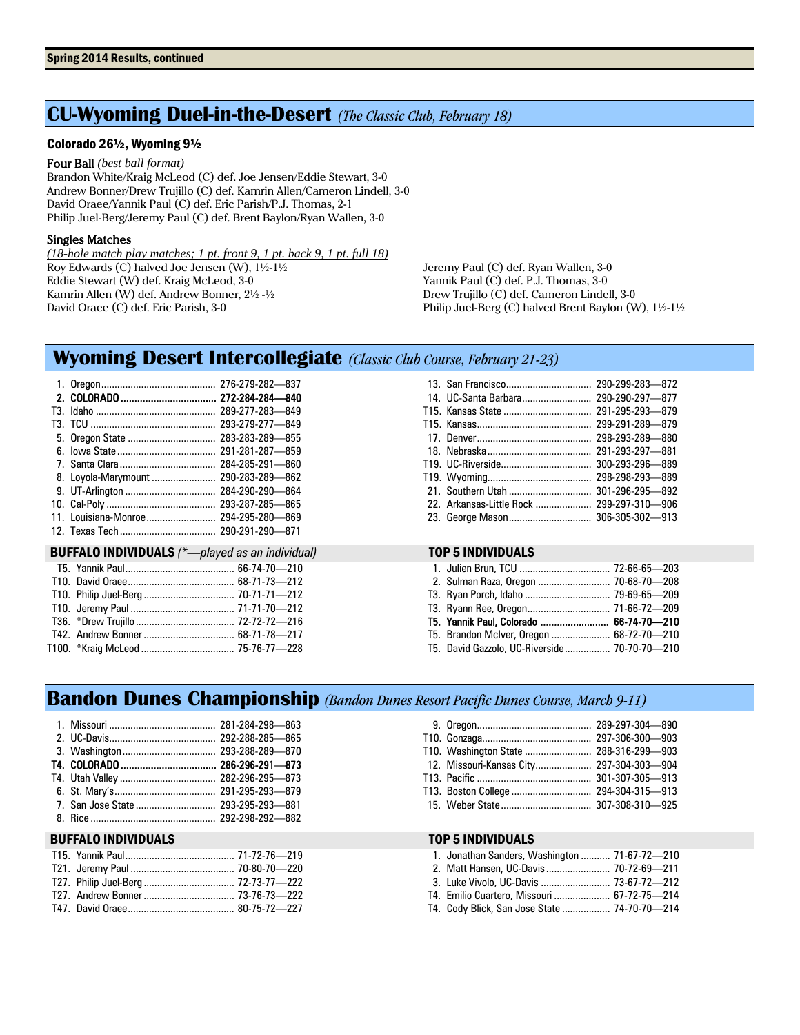**Spring 2014 Results, continued**

## CU-Wyoming Duel-in-the-Desert *(The Classic Club, February 18)*

**Colorado 26½, Wyoming 9½**

**Four Ball** *(best ball format)*

Brandon White/Kraig McLeod (C) def. Joe Jensen/Eddie Stewart, 3-0
Andrew Bonner/Drew Trujillo (C) def. Kamrin Allen/Cameron Lindell, 3-0
David Oraee/Yannik Paul (C) def. Eric Parish/P.J. Thomas, 2-1
Philip Juel-Berg/Jeremy Paul (C) def. Brent Baylon/Ryan Wallen, 3-0

**Singles Matches**

*(18-hole match play matches; 1 pt. front 9, 1 pt. back 9, 1 pt. full 18)*

Roy Edwards (C) halved Joe Jensen (W), 1½-1½
Eddie Stewart (W) def. Kraig McLeod, 3-0
Kamrin Allen (W) def. Andrew Bonner, 2½ -½
David Oraee (C) def. Eric Parish, 3-0
Jeremy Paul (C) def. Ryan Wallen, 3-0
Yannik Paul (C) def. P.J. Thomas, 3-0
Drew Trujillo (C) def. Cameron Lindell, 3-0
Philip Juel-Berg (C) halved Brent Baylon (W), 1½-1½

## Wyoming Desert Intercollegiate *(Classic Club Course, February 21-23)*

| Place | Team | Scores |
|---|---|---|
| 1. | Oregon | 276-279-282—837 |
| **2.** | **COLORADO** | **272-284-284—840** |
| T3. | Idaho | 289-277-283—849 |
| T3. | TCU | 293-279-277—849 |
| 5. | Oregon State | 283-283-289—855 |
| 6. | Iowa State | 291-281-287—859 |
| 7. | Santa Clara | 284-285-291—860 |
| 8. | Loyola-Marymount | 290-283-289—862 |
| 9. | UT-Arlington | 284-290-290—864 |
| 10. | Cal-Poly | 293-287-285—865 |
| 11. | Louisiana-Monroe | 294-295-280—869 |
| 12. | Texas Tech | 290-291-290—871 |
| 13. | San Francisco | 290-299-283—872 |
| 14. | UC-Santa Barbara | 290-290-297—877 |
| T15. | Kansas State | 291-295-293—879 |
| T15. | Kansas | 299-291-289—879 |
| 17. | Denver | 298-293-289—880 |
| 18. | Nebraska | 291-293-297—881 |
| T19. | UC-Riverside | 300-293-296—889 |
| T19. | Wyoming | 298-298-293—889 |
| 21. | Southern Utah | 301-296-295—892 |
| 22. | Arkansas-Little Rock | 299-297-310—906 |
| 23. | George Mason | 306-305-302—913 |

**BUFFALO INDIVIDUALS** *(*—played as an individual)*

| Place | Player | Scores |
|---|---|---|
| T5. | Yannik Paul | 66-74-70—210 |
| T10. | David Oraee | 68-71-73—212 |
| T10. | Philip Juel-Berg | 70-71-71—212 |
| T10. | Jeremy Paul | 71-71-70—212 |
| T36. | *Drew Trujillo | 72-72-72—216 |
| T42. | Andrew Bonner | 68-71-78—217 |
| T100. | *Kraig McLeod | 75-76-77—228 |

**TOP 5 INDIVIDUALS**

| Place | Player | Scores |
|---|---|---|
| 1. | Julien Brun, TCU | 72-66-65—203 |
| 2. | Sulman Raza, Oregon | 70-68-70—208 |
| T3. | Ryan Porch, Idaho | 79-69-65—209 |
| T3. | Ryann Ree, Oregon | 71-66-72—209 |
| **T5.** | **Yannik Paul, Colorado** | **66-74-70—210** |
| T5. | Brandon McIver, Oregon | 68-72-70—210 |
| T5. | David Gazzolo, UC-Riverside | 70-70-70—210 |

## Bandon Dunes Championship *(Bandon Dunes Resort Pacific Dunes Course, March 9-11)*

| Place | Team | Scores |
|---|---|---|
| 1. | Missouri | 281-284-298—863 |
| 2. | UC-Davis | 292-288-285—865 |
| 3. | Washington | 293-288-289—870 |
| **T4.** | **COLORADO** | **286-296-291—873** |
| T4. | Utah Valley | 282-296-295—873 |
| 6. | St. Mary's | 291-295-293—879 |
| 7. | San Jose State | 293-295-293—881 |
| 8. | Rice | 292-298-292—882 |
| 9. | Oregon | 289-297-304—890 |
| T10. | Gonzaga | 297-306-300—903 |
| T10. | Washington State | 288-316-299—903 |
| 12. | Missouri-Kansas City | 297-304-303—904 |
| T13. | Pacific | 301-307-305—913 |
| T13. | Boston College | 294-304-315—913 |
| 15. | Weber State | 307-308-310—925 |

**BUFFALO INDIVIDUALS**

| Place | Player | Scores |
|---|---|---|
| T15. | Yannik Paul | 71-72-76—219 |
| T21. | Jeremy Paul | 70-80-70—220 |
| T27. | Philip Juel-Berg | 72-73-77—222 |
| T27. | Andrew Bonner | 73-76-73—222 |
| T47. | David Oraee | 80-75-72—227 |

**TOP 5 INDIVIDUALS**

| Place | Player | Scores |
|---|---|---|
| 1. | Jonathan Sanders, Washington | 71-67-72—210 |
| 2. | Matt Hansen, UC-Davis | 70-72-69—211 |
| 3. | Luke Vivolo, UC-Davis | 73-67-72—212 |
| T4. | Emilio Cuartero, Missouri | 67-72-75—214 |
| T4. | Cody Blick, San Jose State | 74-70-70—214 |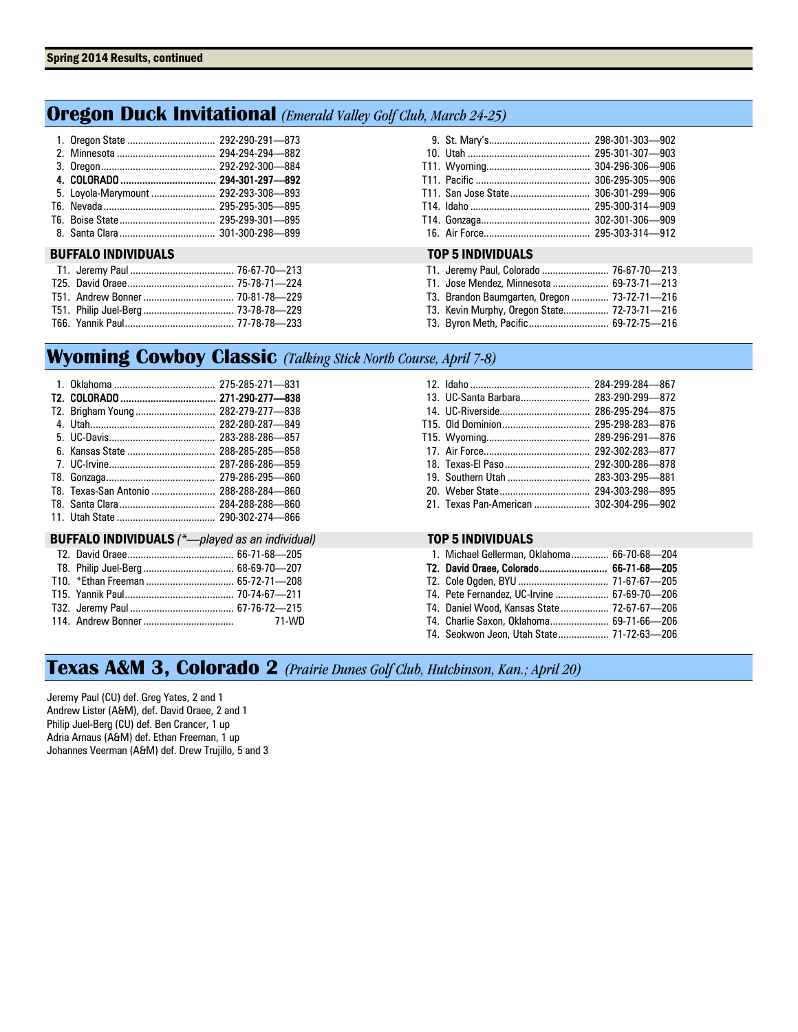**Spring 2014 Results, continued**

## Oregon Duck Invitational *(Emerald Valley Golf Club, March 24-25)*

| | | |
|---|---|---|
| 1. | Oregon State | 292-290-291—873 |
| 2. | Minnesota | 294-294-294—882 |
| 3. | Oregon | 292-292-300—884 |
| **4.** | **COLORADO** | **294-301-297—892** |
| 5. | Loyola-Marymount | 292-293-308—893 |
| T6. | Nevada | 295-295-305—895 |
| T6. | Boise State | 295-299-301—895 |
| 8. | Santa Clara | 301-300-298—899 |
| 9. | St. Mary's | 298-301-303—902 |
| 10. | Utah | 295-301-307—903 |
| T11. | Wyoming | 304-296-306—906 |
| T11. | Pacific | 306-295-305—906 |
| T11. | San Jose State | 306-301-299—906 |
| T14. | Idaho | 295-300-314—909 |
| T14. | Gonzaga | 302-301-306—909 |
| 16. | Air Force | 295-303-314—912 |

### BUFFALO INDIVIDUALS

| | | |
|---|---|---|
| T1. | Jeremy Paul | 76-67-70—213 |
| T25. | David Oraee | 75-78-71—224 |
| T51. | Andrew Bonner | 70-81-78—229 |
| T51. | Philip Juel-Berg | 73-78-78—229 |
| T66. | Yannik Paul | 77-78-78—233 |

### TOP 5 INDIVIDUALS

| | | |
|---|---|---|
| T1. | Jeremy Paul, Colorado | 76-67-70—213 |
| T1. | Jose Mendez, Minnesota | 69-73-71—213 |
| T3. | Brandon Baumgarten, Oregon | 73-72-71—216 |
| T3. | Kevin Murphy, Oregon State | 72-73-71—216 |
| T3. | Byron Meth, Pacific | 69-72-75—216 |

## Wyoming Cowboy Classic *(Talking Stick North Course, April 7-8)*

| | | |
|---|---|---|
| 1. | Oklahoma | 275-285-271—831 |
| **T2.** | **COLORADO** | **271-290-277—838** |
| T2. | Brigham Young | 282-279-277—838 |
| 4. | Utah | 282-280-287—849 |
| 5. | UC-Davis | 283-288-286—857 |
| 6. | Kansas State | 288-285-285—858 |
| 7. | UC-Irvine | 287-286-286—859 |
| T8. | Gonzaga | 279-286-295—860 |
| T8. | Texas-San Antonio | 288-288-284—860 |
| T8. | Santa Clara | 284-288-288—860 |
| 11. | Utah State | 290-302-274—866 |
| 12. | Idaho | 284-299-284—867 |
| 13. | UC-Santa Barbara | 283-290-299—872 |
| 14. | UC-Riverside | 286-295-294—875 |
| T15. | Old Dominion | 295-298-283—876 |
| T15. | Wyoming | 289-296-291—876 |
| 17. | Air Force | 292-302-283—877 |
| 18. | Texas-El Paso | 292-300-286—878 |
| 19. | Southern Utah | 283-303-295—881 |
| 20. | Weber State | 294-303-298—895 |
| 21. | Texas Pan-American | 302-304-296—902 |

### BUFFALO INDIVIDUALS *(*—played as an individual)*

| | | |
|---|---|---|
| T2. | David Oraee | 66-71-68—205 |
| T8. | Philip Juel-Berg | 68-69-70—207 |
| T10. | *Ethan Freeman | 65-72-71—208 |
| T15. | Yannik Paul | 70-74-67—211 |
| T32. | Jeremy Paul | 67-76-72—215 |
| 114. | Andrew Bonner | 71-WD |

### TOP 5 INDIVIDUALS

| | | |
|---|---|---|
| 1. | Michael Gellerman, Oklahoma | 66-70-68—204 |
| **T2.** | **David Oraee, Colorado** | **66-71-68—205** |
| T2. | Cole Ogden, BYU | 71-67-67—205 |
| T4. | Pete Fernandez, UC-Irvine | 67-69-70—206 |
| T4. | Daniel Wood, Kansas State | 72-67-67—206 |
| T4. | Charlie Saxon, Oklahoma | 69-71-66—206 |
| T4. | Seokwon Jeon, Utah State | 71-72-63—206 |

## Texas A&M 3, Colorado 2 *(Prairie Dunes Golf Club, Hutchinson, Kan.; April 20)*

Jeremy Paul (CU) def. Greg Yates, 2 and 1
Andrew Lister (A&M), def. David Oraee, 2 and 1
Philip Juel-Berg (CU) def. Ben Crancer, 1 up
Adria Arnaus (A&M) def. Ethan Freeman, 1 up
Johannes Veerman (A&M) def. Drew Trujillo, 5 and 3